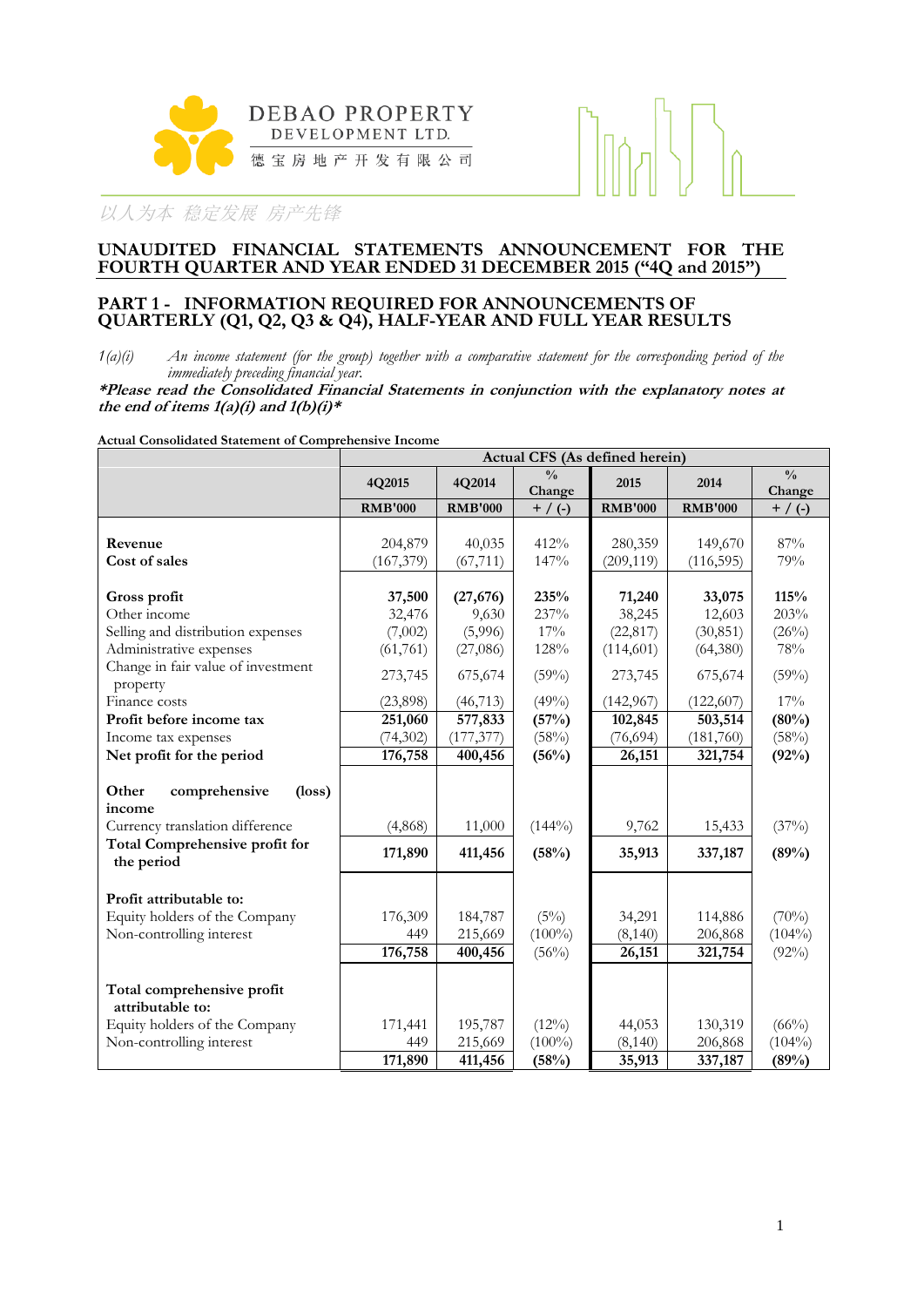DEBAO PROPERTY
DEVELOPMENT LTD.
德宝房地产开发有限公司

以人为本 稳定发展 房产先锋

# UNAUDITED FINANCIAL STATEMENTS ANNOUNCEMENT FOR THE FOURTH QUARTER AND YEAR ENDED 31 DECEMBER 2015 ("4Q and 2015")

## PART 1 - INFORMATION REQUIRED FOR ANNOUNCEMENTS OF QUARTERLY (Q1, Q2, Q3 & Q4), HALF-YEAR AND FULL YEAR RESULTS

*1(a)(i) An income statement (for the group) together with a comparative statement for the corresponding period of the immediately preceding financial year.*

***\*Please read the Consolidated Financial Statements in conjunction with the explanatory notes at the end of items 1(a)(i) and 1(b)(i)\****

**Actual Consolidated Statement of Comprehensive Income**

| | Actual CFS (As defined herein) | | | | | |
|---|---|---|---|---|---|---|
| | 4Q2015 | 4Q2014 | % Change | 2015 | 2014 | % Change |
| | **RMB'000** | **RMB'000** | + / (-) | **RMB'000** | **RMB'000** | + / (-) |
| **Revenue** | 204,879 | 40,035 | 412% | 280,359 | 149,670 | 87% |
| **Cost of sales** | (167,379) | (67,711) | 147% | (209,119) | (116,595) | 79% |
| **Gross profit** | **37,500** | **(27,676)** | **235%** | **71,240** | **33,075** | **115%** |
| Other income | 32,476 | 9,630 | 237% | 38,245 | 12,603 | 203% |
| Selling and distribution expenses | (7,002) | (5,996) | 17% | (22,817) | (30,851) | (26%) |
| Administrative expenses | (61,761) | (27,086) | 128% | (114,601) | (64,380) | 78% |
| Change in fair value of investment property | 273,745 | 675,674 | (59%) | 273,745 | 675,674 | (59%) |
| Finance costs | (23,898) | (46,713) | (49%) | (142,967) | (122,607) | 17% |
| **Profit before income tax** | **251,060** | **577,833** | **(57%)** | **102,845** | **503,514** | **(80%)** |
| Income tax expenses | (74,302) | (177,377) | (58%) | (76,694) | (181,760) | (58%) |
| **Net profit for the period** | **176,758** | **400,456** | **(56%)** | **26,151** | **321,754** | **(92%)** |
| **Other comprehensive (loss) income** | | | | | | |
| Currency translation difference | (4,868) | 11,000 | (144%) | 9,762 | 15,433 | (37%) |
| **Total Comprehensive profit for the period** | **171,890** | **411,456** | **(58%)** | **35,913** | **337,187** | **(89%)** |
| **Profit attributable to:** | | | | | | |
| Equity holders of the Company | 176,309 | 184,787 | (5%) | 34,291 | 114,886 | (70%) |
| Non-controlling interest | 449 | 215,669 | (100%) | (8,140) | 206,868 | (104%) |
| | **176,758** | **400,456** | (56%) | **26,151** | **321,754** | (92%) |
| **Total comprehensive profit attributable to:** | | | | | | |
| Equity holders of the Company | 171,441 | 195,787 | (12%) | 44,053 | 130,319 | (66%) |
| Non-controlling interest | 449 | 215,669 | (100%) | (8,140) | 206,868 | (104%) |
| | **171,890** | **411,456** | **(58%)** | **35,913** | **337,187** | **(89%)** |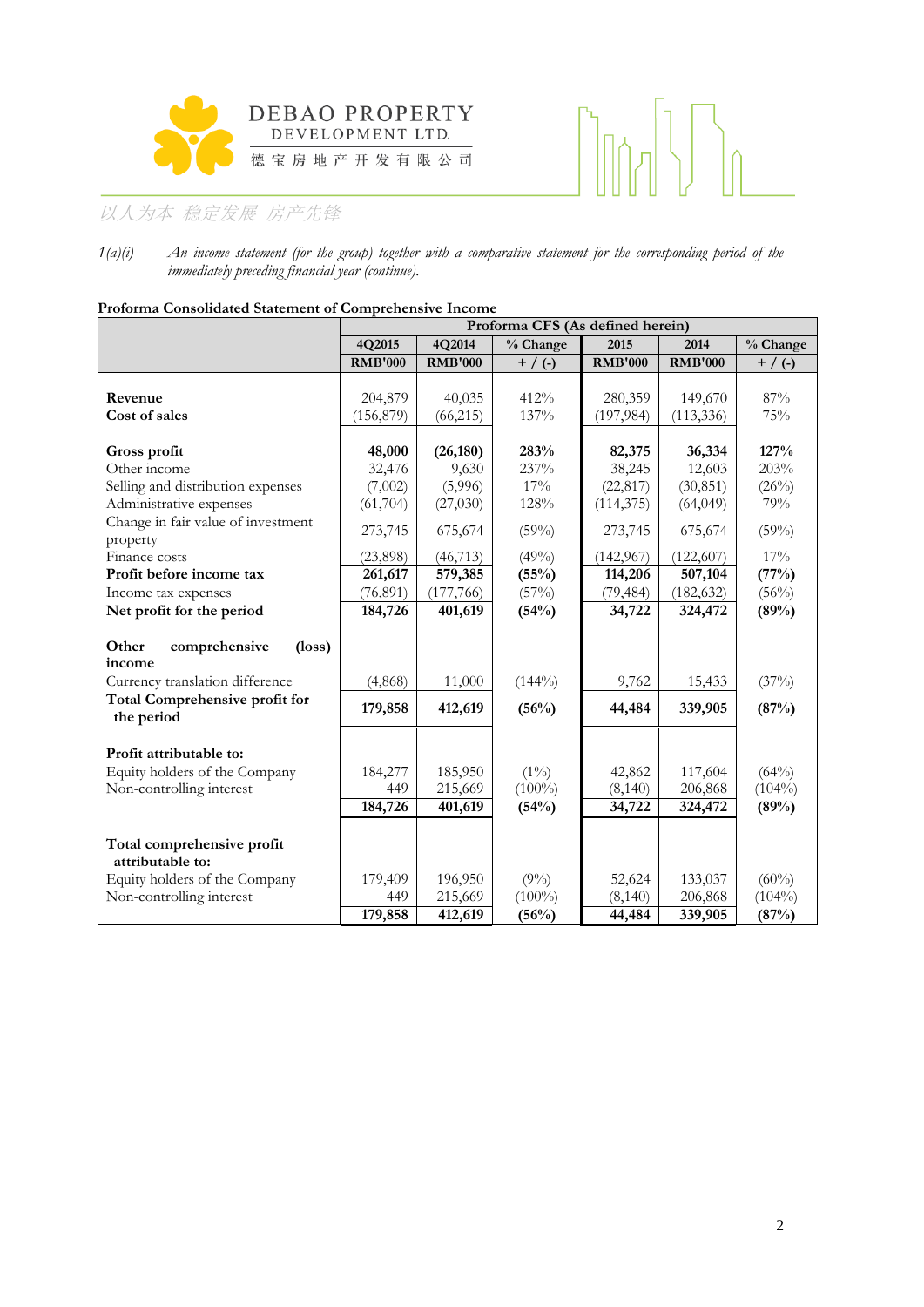1(a)(i) *An income statement (for the group) together with a comparative statement for the corresponding period of the immediately preceding financial year (continue).*

**Proforma Consolidated Statement of Comprehensive Income**

| | Proforma CFS (As defined herein) | | | | | |
|---|---|---|---|---|---|---|
| | 4Q2015 | 4Q2014 | % Change | 2015 | 2014 | % Change |
| | RMB'000 | RMB'000 | + / (-) | RMB'000 | RMB'000 | + / (-) |
| **Revenue** | 204,879 | 40,035 | 412% | 280,359 | 149,670 | 87% |
| **Cost of sales** | (156,879) | (66,215) | 137% | (197,984) | (113,336) | 75% |
| **Gross profit** | **48,000** | **(26,180)** | **283%** | **82,375** | **36,334** | **127%** |
| Other income | 32,476 | 9,630 | 237% | 38,245 | 12,603 | 203% |
| Selling and distribution expenses | (7,002) | (5,996) | 17% | (22,817) | (30,851) | (26%) |
| Administrative expenses | (61,704) | (27,030) | 128% | (114,375) | (64,049) | 79% |
| Change in fair value of investment property | 273,745 | 675,674 | (59%) | 273,745 | 675,674 | (59%) |
| Finance costs | (23,898) | (46,713) | (49%) | (142,967) | (122,607) | 17% |
| **Profit before income tax** | **261,617** | **579,385** | **(55%)** | **114,206** | **507,104** | **(77%)** |
| Income tax expenses | (76,891) | (177,766) | (57%) | (79,484) | (182,632) | (56%) |
| **Net profit for the period** | **184,726** | **401,619** | **(54%)** | **34,722** | **324,472** | **(89%)** |
| **Other comprehensive (loss) income** | | | | | | |
| Currency translation difference | (4,868) | 11,000 | (144%) | 9,762 | 15,433 | (37%) |
| **Total Comprehensive profit for the period** | **179,858** | **412,619** | **(56%)** | **44,484** | **339,905** | **(87%)** |
| **Profit attributable to:** | | | | | | |
| Equity holders of the Company | 184,277 | 185,950 | (1%) | 42,862 | 117,604 | (64%) |
| Non-controlling interest | 449 | 215,669 | (100%) | (8,140) | 206,868 | (104%) |
| | **184,726** | **401,619** | **(54%)** | **34,722** | **324,472** | **(89%)** |
| **Total comprehensive profit attributable to:** | | | | | | |
| Equity holders of the Company | 179,409 | 196,950 | (9%) | 52,624 | 133,037 | (60%) |
| Non-controlling interest | 449 | 215,669 | (100%) | (8,140) | 206,868 | (104%) |
| | **179,858** | **412,619** | **(56%)** | **44,484** | **339,905** | **(87%)** |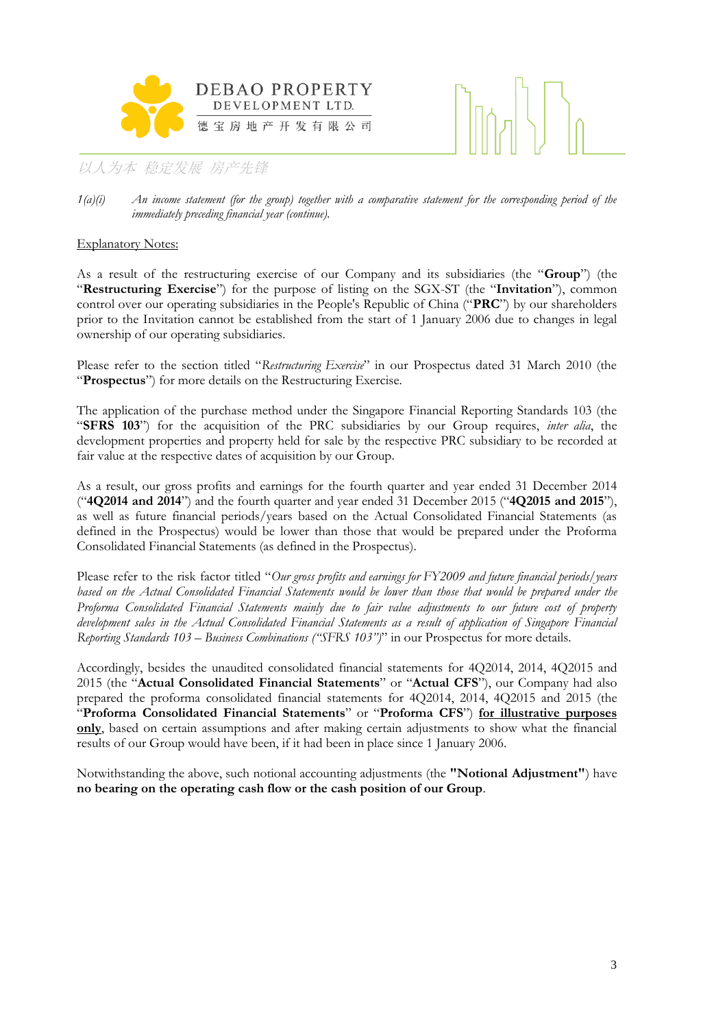*1(a)(i) An income statement (for the group) together with a comparative statement for the corresponding period of the immediately preceding financial year (continue).*

Explanatory Notes:

As a result of the restructuring exercise of our Company and its subsidiaries (the "**Group**") (the "**Restructuring Exercise**") for the purpose of listing on the SGX-ST (the "**Invitation**"), common control over our operating subsidiaries in the People's Republic of China ("**PRC**") by our shareholders prior to the Invitation cannot be established from the start of 1 January 2006 due to changes in legal ownership of our operating subsidiaries.

Please refer to the section titled "*Restructuring Exercise*" in our Prospectus dated 31 March 2010 (the "**Prospectus**") for more details on the Restructuring Exercise.

The application of the purchase method under the Singapore Financial Reporting Standards 103 (the "**SFRS 103**") for the acquisition of the PRC subsidiaries by our Group requires, *inter alia*, the development properties and property held for sale by the respective PRC subsidiary to be recorded at fair value at the respective dates of acquisition by our Group.

As a result, our gross profits and earnings for the fourth quarter and year ended 31 December 2014 ("**4Q2014 and 2014**") and the fourth quarter and year ended 31 December 2015 ("**4Q2015 and 2015**"), as well as future financial periods/years based on the Actual Consolidated Financial Statements (as defined in the Prospectus) would be lower than those that would be prepared under the Proforma Consolidated Financial Statements (as defined in the Prospectus).

Please refer to the risk factor titled "*Our gross profits and earnings for FY2009 and future financial periods/years based on the Actual Consolidated Financial Statements would be lower than those that would be prepared under the Proforma Consolidated Financial Statements mainly due to fair value adjustments to our future cost of property development sales in the Actual Consolidated Financial Statements as a result of application of Singapore Financial Reporting Standards 103 – Business Combinations ("SFRS 103")*" in our Prospectus for more details.

Accordingly, besides the unaudited consolidated financial statements for 4Q2014, 2014, 4Q2015 and 2015 (the "**Actual Consolidated Financial Statements**" or "**Actual CFS**"), our Company had also prepared the proforma consolidated financial statements for 4Q2014, 2014, 4Q2015 and 2015 (the "**Proforma Consolidated Financial Statements**" or "**Proforma CFS**") **for illustrative purposes only**, based on certain assumptions and after making certain adjustments to show what the financial results of our Group would have been, if it had been in place since 1 January 2006.

Notwithstanding the above, such notional accounting adjustments (the **"Notional Adjustment"**) have **no bearing on the operating cash flow or the cash position of our Group**.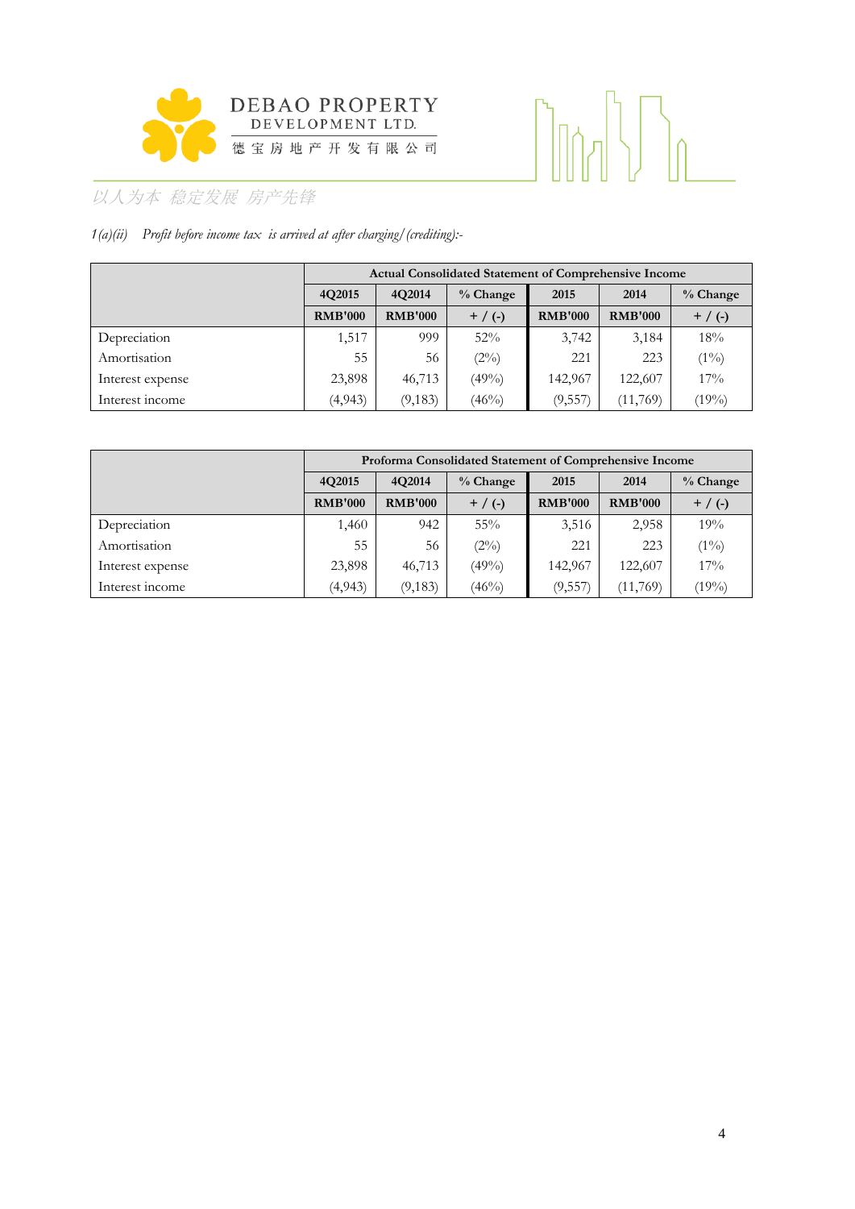*1(a)(ii) Profit before income tax is arrived at after charging/(crediting):-*

| | Actual Consolidated Statement of Comprehensive Income | | | | | |
|---|---|---|---|---|---|---|
| | 4Q2015 | 4Q2014 | % Change | 2015 | 2014 | % Change |
| | RMB'000 | RMB'000 | + / (-) | RMB'000 | RMB'000 | + / (-) |
| Depreciation | 1,517 | 999 | 52% | 3,742 | 3,184 | 18% |
| Amortisation | 55 | 56 | (2%) | 221 | 223 | (1%) |
| Interest expense | 23,898 | 46,713 | (49%) | 142,967 | 122,607 | 17% |
| Interest income | (4,943) | (9,183) | (46%) | (9,557) | (11,769) | (19%) |

| | Proforma Consolidated Statement of Comprehensive Income | | | | | |
|---|---|---|---|---|---|---|
| | 4Q2015 | 4Q2014 | % Change | 2015 | 2014 | % Change |
| | RMB'000 | RMB'000 | + / (-) | RMB'000 | RMB'000 | + / (-) |
| Depreciation | 1,460 | 942 | 55% | 3,516 | 2,958 | 19% |
| Amortisation | 55 | 56 | (2%) | 221 | 223 | (1%) |
| Interest expense | 23,898 | 46,713 | (49%) | 142,967 | 122,607 | 17% |
| Interest income | (4,943) | (9,183) | (46%) | (9,557) | (11,769) | (19%) |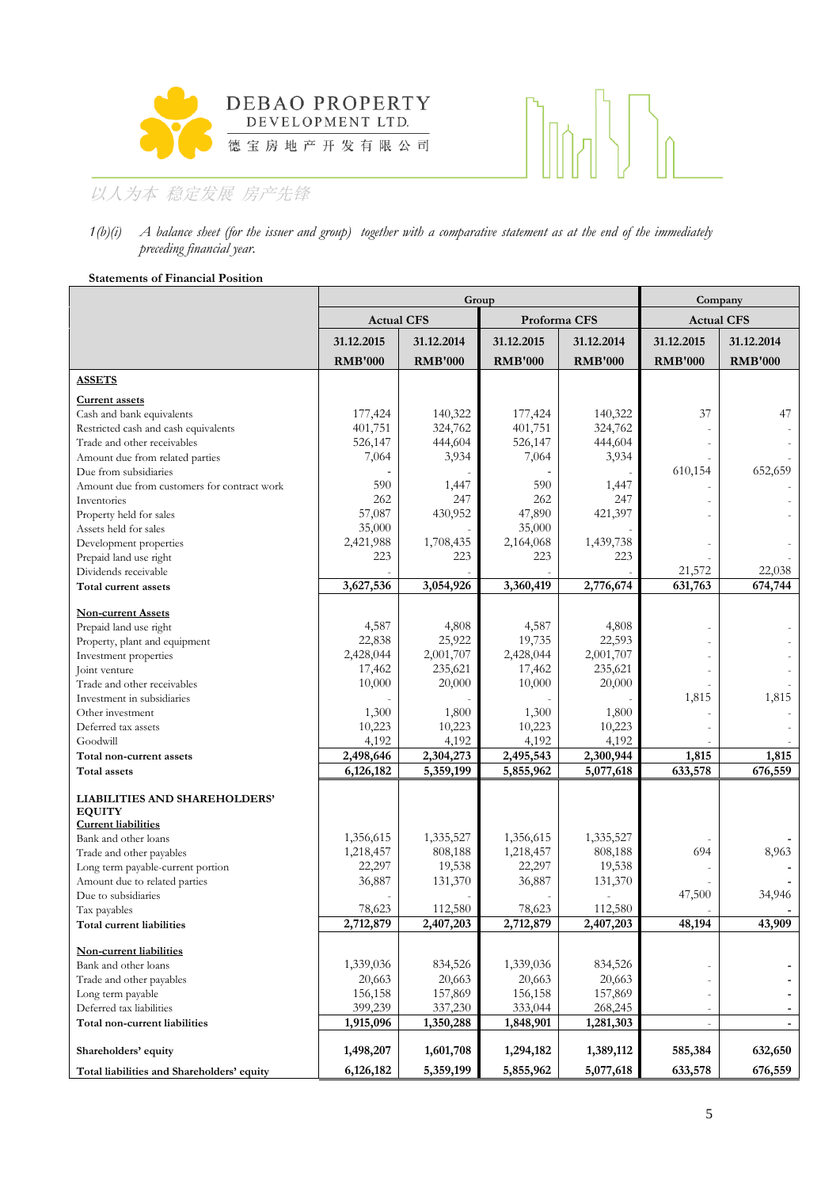1(b)(i) *A balance sheet (for the issuer and group) together with a comparative statement as at the end of the immediately preceding financial year.*

**Statements of Financial Position**

| | Group | | | | Company | |
|---|---|---|---|---|---|---|
| | Actual CFS | | Proforma CFS | | Actual CFS | |
| | 31.12.2015 | 31.12.2014 | 31.12.2015 | 31.12.2014 | 31.12.2015 | 31.12.2014 |
| | RMB'000 | RMB'000 | RMB'000 | RMB'000 | RMB'000 | RMB'000 |
| **ASSETS** | | | | | | |
| **Current assets** | | | | | | |
| Cash and bank equivalents | 177,424 | 140,322 | 177,424 | 140,322 | 37 | 47 |
| Restricted cash and cash equivalents | 401,751 | 324,762 | 401,751 | 324,762 | - | - |
| Trade and other receivables | 526,147 | 444,604 | 526,147 | 444,604 | - | - |
| Amount due from related parties | 7,064 | 3,934 | 7,064 | 3,934 | - | - |
| Due from subsidiaries | - | - | - | - | 610,154 | 652,659 |
| Amount due from customers for contract work | 590 | 1,447 | 590 | 1,447 | - | - |
| Inventories | 262 | 247 | 262 | 247 | - | - |
| Property held for sales | 57,087 | 430,952 | 47,890 | 421,397 | - | - |
| Assets held for sales | 35,000 | - | 35,000 | - | | |
| Development properties | 2,421,988 | 1,708,435 | 2,164,068 | 1,439,738 | - | - |
| Prepaid land use right | 223 | 223 | 223 | 223 | - | - |
| Dividends receivable | - | - | - | - | 21,572 | 22,038 |
| **Total current assets** | **3,627,536** | **3,054,926** | **3,360,419** | **2,776,674** | **631,763** | **674,744** |
| **Non-current Assets** | | | | | | |
| Prepaid land use right | 4,587 | 4,808 | 4,587 | 4,808 | - | - |
| Property, plant and equipment | 22,838 | 25,922 | 19,735 | 22,593 | - | - |
| Investment properties | 2,428,044 | 2,001,707 | 2,428,044 | 2,001,707 | - | - |
| Joint venture | 17,462 | 235,621 | 17,462 | 235,621 | - | - |
| Trade and other receivables | 10,000 | 20,000 | 10,000 | 20,000 | - | - |
| Investment in subsidiaries | - | - | - | - | 1,815 | 1,815 |
| Other investment | 1,300 | 1,800 | 1,300 | 1,800 | - | - |
| Deferred tax assets | 10,223 | 10,223 | 10,223 | 10,223 | - | - |
| Goodwill | 4,192 | 4,192 | 4,192 | 4,192 | - | - |
| **Total non-current assets** | **2,498,646** | **2,304,273** | **2,495,543** | **2,300,944** | **1,815** | **1,815** |
| **Total assets** | **6,126,182** | **5,359,199** | **5,855,962** | **5,077,618** | **633,578** | **676,559** |
| **LIABILITIES AND SHAREHOLDERS' EQUITY** | | | | | | |
| **Current liabilities** | | | | | | |
| Bank and other loans | 1,356,615 | 1,335,527 | 1,356,615 | 1,335,527 | - | - |
| Trade and other payables | 1,218,457 | 808,188 | 1,218,457 | 808,188 | 694 | 8,963 |
| Long term payable-current portion | 22,297 | 19,538 | 22,297 | 19,538 | - | - |
| Amount due to related parties | 36,887 | 131,370 | 36,887 | 131,370 | - | - |
| Due to subsidiaries | - | - | - | - | 47,500 | 34,946 |
| Tax payables | 78,623 | 112,580 | 78,623 | 112,580 | - | - |
| **Total current liabilities** | **2,712,879** | **2,407,203** | **2,712,879** | **2,407,203** | **48,194** | **43,909** |
| **Non-current liabilities** | | | | | | |
| Bank and other loans | 1,339,036 | 834,526 | 1,339,036 | 834,526 | - | - |
| Trade and other payables | 20,663 | 20,663 | 20,663 | 20,663 | - | - |
| Long term payable | 156,158 | 157,869 | 156,158 | 157,869 | - | - |
| Deferred tax liabilities | 399,239 | 337,230 | 333,044 | 268,245 | - | - |
| **Total non-current liabilities** | **1,915,096** | **1,350,288** | **1,848,901** | **1,281,303** | - | - |
| **Shareholders' equity** | **1,498,207** | **1,601,708** | **1,294,182** | **1,389,112** | **585,384** | **632,650** |
| **Total liabilities and Shareholders' equity** | **6,126,182** | **5,359,199** | **5,855,962** | **5,077,618** | **633,578** | **676,559** |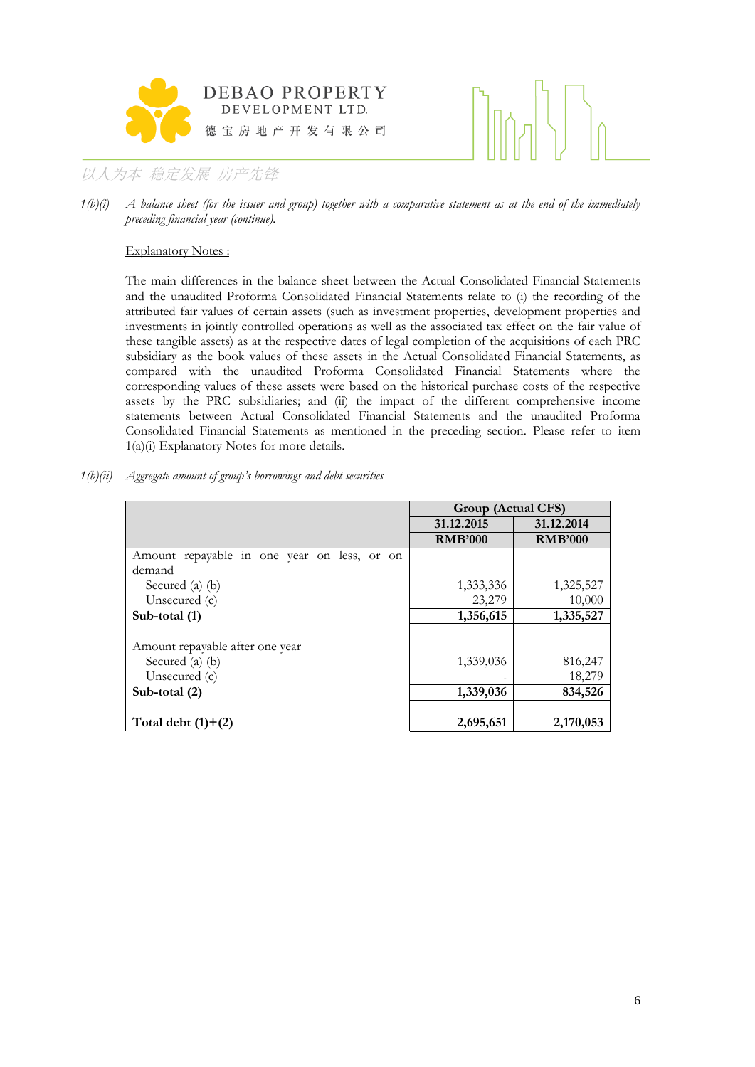*1(b)(i) A balance sheet (for the issuer and group) together with a comparative statement as at the end of the immediately preceding financial year (continue).*

Explanatory Notes :

The main differences in the balance sheet between the Actual Consolidated Financial Statements and the unaudited Proforma Consolidated Financial Statements relate to (i) the recording of the attributed fair values of certain assets (such as investment properties, development properties and investments in jointly controlled operations as well as the associated tax effect on the fair value of these tangible assets) as at the respective dates of legal completion of the acquisitions of each PRC subsidiary as the book values of these assets in the Actual Consolidated Financial Statements, as compared with the unaudited Proforma Consolidated Financial Statements where the corresponding values of these assets were based on the historical purchase costs of the respective assets by the PRC subsidiaries; and (ii) the impact of the different comprehensive income statements between Actual Consolidated Financial Statements and the unaudited Proforma Consolidated Financial Statements as mentioned in the preceding section. Please refer to item 1(a)(i) Explanatory Notes for more details.

*1(b)(ii) Aggregate amount of group's borrowings and debt securities*

| | Group (Actual CFS) | |
|---|---|---|
| | 31.12.2015 | 31.12.2014 |
| | RMB'000 | RMB'000 |
| Amount repayable in one year on less, or on demand | | |
| Secured (a) (b) | 1,333,336 | 1,325,527 |
| Unsecured (c) | 23,279 | 10,000 |
| **Sub-total (1)** | **1,356,615** | **1,335,527** |
| | | |
| Amount repayable after one year | | |
| Secured (a) (b) | 1,339,036 | 816,247 |
| Unsecured (c) | - | 18,279 |
| **Sub-total (2)** | **1,339,036** | **834,526** |
| | | |
| **Total debt (1)+(2)** | **2,695,651** | **2,170,053** |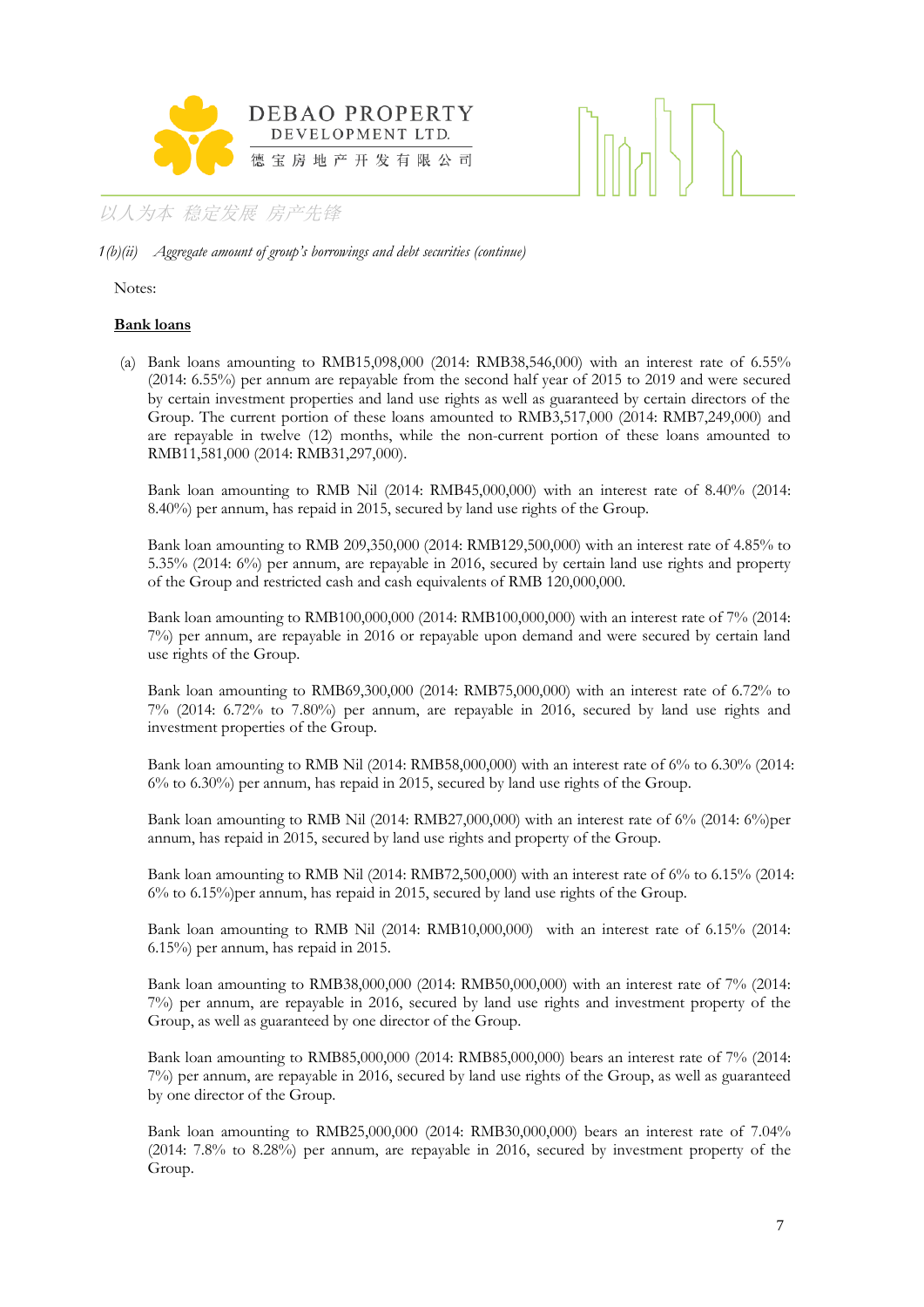*1(b)(ii) Aggregate amount of group's borrowings and debt securities (continue)*

Notes:

**Bank loans**

(a) Bank loans amounting to RMB15,098,000 (2014: RMB38,546,000) with an interest rate of 6.55% (2014: 6.55%) per annum are repayable from the second half year of 2015 to 2019 and were secured by certain investment properties and land use rights as well as guaranteed by certain directors of the Group. The current portion of these loans amounted to RMB3,517,000 (2014: RMB7,249,000) and are repayable in twelve (12) months, while the non-current portion of these loans amounted to RMB11,581,000 (2014: RMB31,297,000).

Bank loan amounting to RMB Nil (2014: RMB45,000,000) with an interest rate of 8.40% (2014: 8.40%) per annum, has repaid in 2015, secured by land use rights of the Group.

Bank loan amounting to RMB 209,350,000 (2014: RMB129,500,000) with an interest rate of 4.85% to 5.35% (2014: 6%) per annum, are repayable in 2016, secured by certain land use rights and property of the Group and restricted cash and cash equivalents of RMB 120,000,000.

Bank loan amounting to RMB100,000,000 (2014: RMB100,000,000) with an interest rate of 7% (2014: 7%) per annum, are repayable in 2016 or repayable upon demand and were secured by certain land use rights of the Group.

Bank loan amounting to RMB69,300,000 (2014: RMB75,000,000) with an interest rate of 6.72% to 7% (2014: 6.72% to 7.80%) per annum, are repayable in 2016, secured by land use rights and investment properties of the Group.

Bank loan amounting to RMB Nil (2014: RMB58,000,000) with an interest rate of 6% to 6.30% (2014: 6% to 6.30%) per annum, has repaid in 2015, secured by land use rights of the Group.

Bank loan amounting to RMB Nil (2014: RMB27,000,000) with an interest rate of 6% (2014: 6%)per annum, has repaid in 2015, secured by land use rights and property of the Group.

Bank loan amounting to RMB Nil (2014: RMB72,500,000) with an interest rate of 6% to 6.15% (2014: 6% to 6.15%)per annum, has repaid in 2015, secured by land use rights of the Group.

Bank loan amounting to RMB Nil (2014: RMB10,000,000) with an interest rate of 6.15% (2014: 6.15%) per annum, has repaid in 2015.

Bank loan amounting to RMB38,000,000 (2014: RMB50,000,000) with an interest rate of 7% (2014: 7%) per annum, are repayable in 2016, secured by land use rights and investment property of the Group, as well as guaranteed by one director of the Group.

Bank loan amounting to RMB85,000,000 (2014: RMB85,000,000) bears an interest rate of 7% (2014: 7%) per annum, are repayable in 2016, secured by land use rights of the Group, as well as guaranteed by one director of the Group.

Bank loan amounting to RMB25,000,000 (2014: RMB30,000,000) bears an interest rate of 7.04% (2014: 7.8% to 8.28%) per annum, are repayable in 2016, secured by investment property of the Group.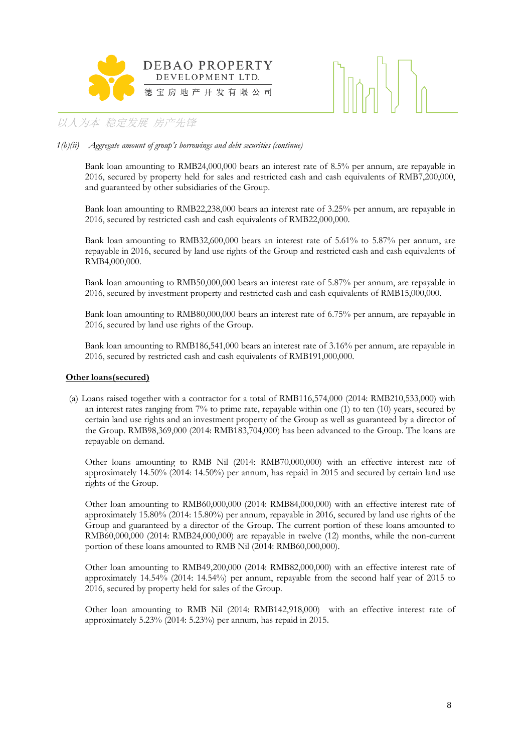*1(b)(ii) Aggregate amount of group's borrowings and debt securities (continue)*

Bank loan amounting to RMB24,000,000 bears an interest rate of 8.5% per annum, are repayable in 2016, secured by property held for sales and restricted cash and cash equivalents of RMB7,200,000, and guaranteed by other subsidiaries of the Group.

Bank loan amounting to RMB22,238,000 bears an interest rate of 3.25% per annum, are repayable in 2016, secured by restricted cash and cash equivalents of RMB22,000,000.

Bank loan amounting to RMB32,600,000 bears an interest rate of 5.61% to 5.87% per annum, are repayable in 2016, secured by land use rights of the Group and restricted cash and cash equivalents of RMB4,000,000.

Bank loan amounting to RMB50,000,000 bears an interest rate of 5.87% per annum, are repayable in 2016, secured by investment property and restricted cash and cash equivalents of RMB15,000,000.

Bank loan amounting to RMB80,000,000 bears an interest rate of 6.75% per annum, are repayable in 2016, secured by land use rights of the Group.

Bank loan amounting to RMB186,541,000 bears an interest rate of 3.16% per annum, are repayable in 2016, secured by restricted cash and cash equivalents of RMB191,000,000.

**Other loans(secured)**

(a) Loans raised together with a contractor for a total of RMB116,574,000 (2014: RMB210,533,000) with an interest rates ranging from 7% to prime rate, repayable within one (1) to ten (10) years, secured by certain land use rights and an investment property of the Group as well as guaranteed by a director of the Group. RMB98,369,000 (2014: RMB183,704,000) has been advanced to the Group. The loans are repayable on demand.

Other loans amounting to RMB Nil (2014: RMB70,000,000) with an effective interest rate of approximately 14.50% (2014: 14.50%) per annum, has repaid in 2015 and secured by certain land use rights of the Group.

Other loan amounting to RMB60,000,000 (2014: RMB84,000,000) with an effective interest rate of approximately 15.80% (2014: 15.80%) per annum, repayable in 2016, secured by land use rights of the Group and guaranteed by a director of the Group. The current portion of these loans amounted to RMB60,000,000 (2014: RMB24,000,000) are repayable in twelve (12) months, while the non-current portion of these loans amounted to RMB Nil (2014: RMB60,000,000).

Other loan amounting to RMB49,200,000 (2014: RMB82,000,000) with an effective interest rate of approximately 14.54% (2014: 14.54%) per annum, repayable from the second half year of 2015 to 2016, secured by property held for sales of the Group.

Other loan amounting to RMB Nil (2014: RMB142,918,000) with an effective interest rate of approximately 5.23% (2014: 5.23%) per annum, has repaid in 2015.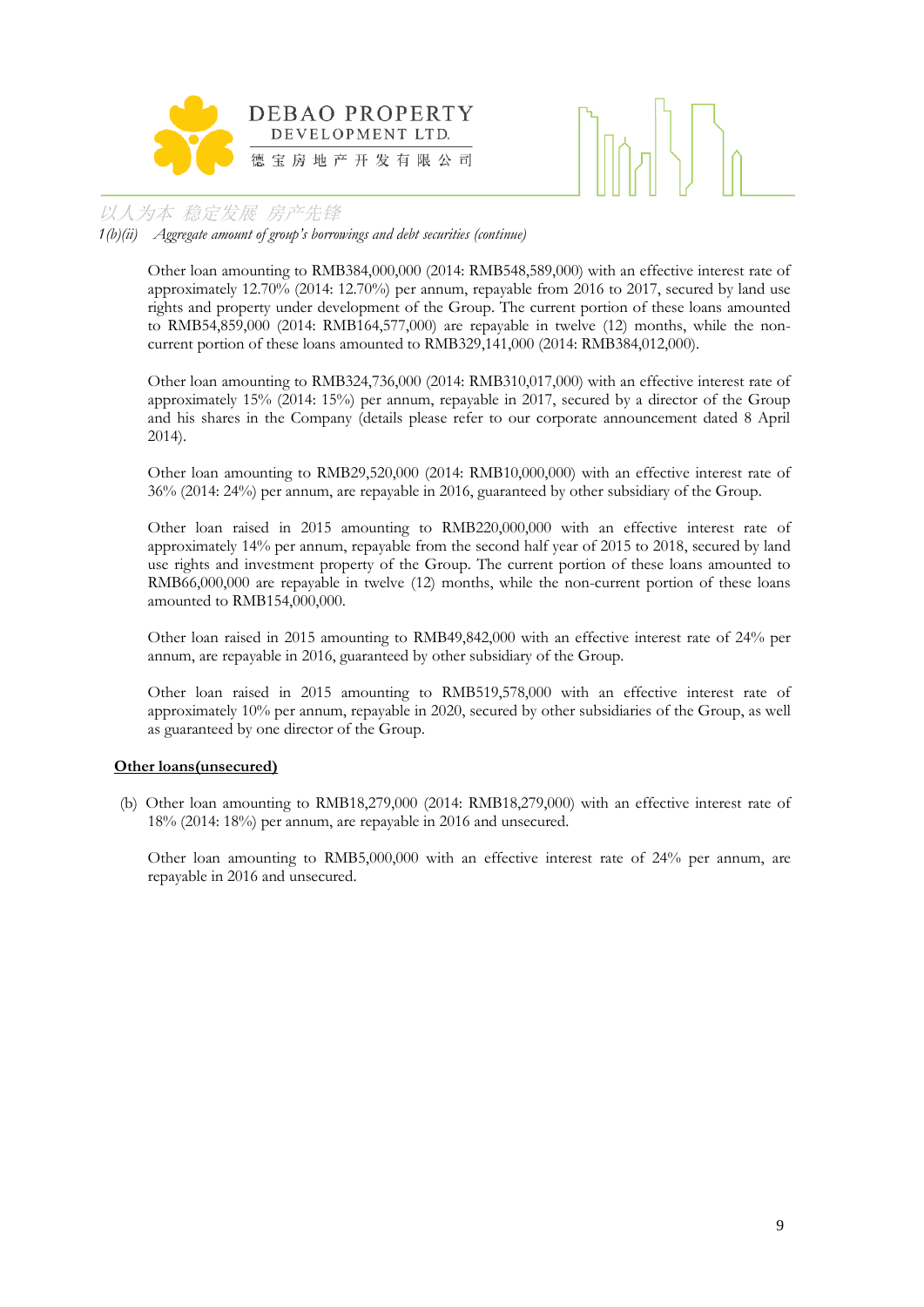*1(b)(ii) Aggregate amount of group's borrowings and debt securities (continue)*

Other loan amounting to RMB384,000,000 (2014: RMB548,589,000) with an effective interest rate of approximately 12.70% (2014: 12.70%) per annum, repayable from 2016 to 2017, secured by land use rights and property under development of the Group. The current portion of these loans amounted to RMB54,859,000 (2014: RMB164,577,000) are repayable in twelve (12) months, while the non-current portion of these loans amounted to RMB329,141,000 (2014: RMB384,012,000).

Other loan amounting to RMB324,736,000 (2014: RMB310,017,000) with an effective interest rate of approximately 15% (2014: 15%) per annum, repayable in 2017, secured by a director of the Group and his shares in the Company (details please refer to our corporate announcement dated 8 April 2014).

Other loan amounting to RMB29,520,000 (2014: RMB10,000,000) with an effective interest rate of 36% (2014: 24%) per annum, are repayable in 2016, guaranteed by other subsidiary of the Group.

Other loan raised in 2015 amounting to RMB220,000,000 with an effective interest rate of approximately 14% per annum, repayable from the second half year of 2015 to 2018, secured by land use rights and investment property of the Group. The current portion of these loans amounted to RMB66,000,000 are repayable in twelve (12) months, while the non-current portion of these loans amounted to RMB154,000,000.

Other loan raised in 2015 amounting to RMB49,842,000 with an effective interest rate of 24% per annum, are repayable in 2016, guaranteed by other subsidiary of the Group.

Other loan raised in 2015 amounting to RMB519,578,000 with an effective interest rate of approximately 10% per annum, repayable in 2020, secured by other subsidiaries of the Group, as well as guaranteed by one director of the Group.

**Other loans(unsecured)**

(b) Other loan amounting to RMB18,279,000 (2014: RMB18,279,000) with an effective interest rate of 18% (2014: 18%) per annum, are repayable in 2016 and unsecured.

Other loan amounting to RMB5,000,000 with an effective interest rate of 24% per annum, are repayable in 2016 and unsecured.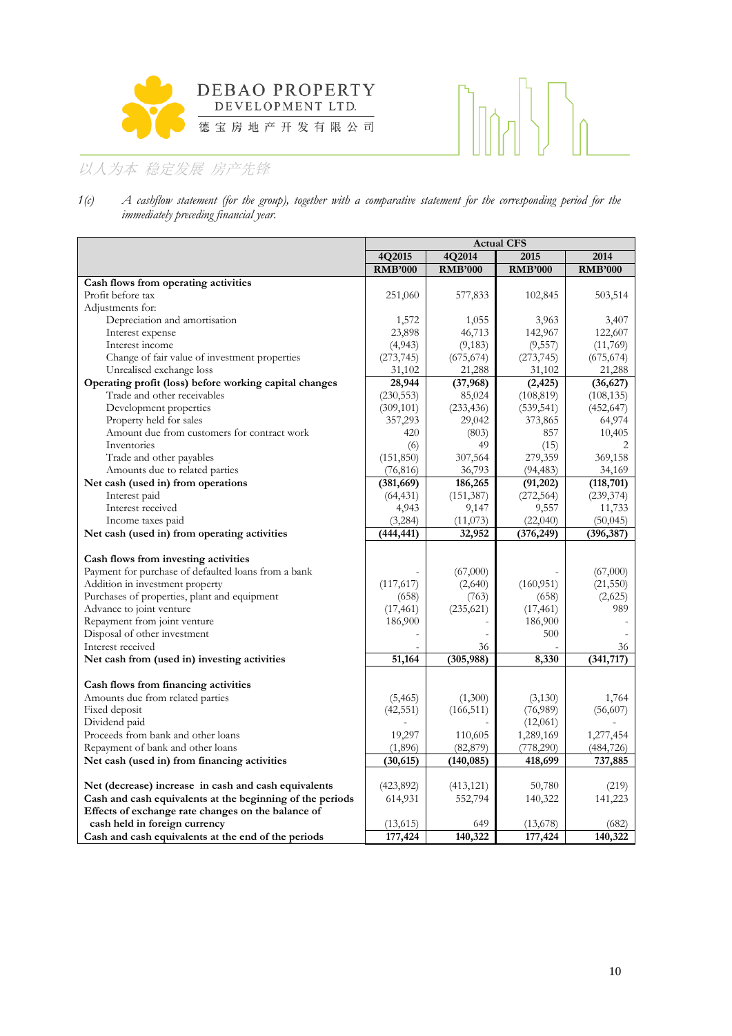以人为本 稳定发展 房产先锋

1(c) *A cashflow statement (for the group), together with a comparative statement for the corresponding period for the immediately preceding financial year.*

| | Actual CFS | | | |
|---|---|---|---|---|
| | 4Q2015 | 4Q2014 | 2015 | 2014 |
| | RMB'000 | RMB'000 | RMB'000 | RMB'000 |
| **Cash flows from operating activities** | | | | |
| Profit before tax | 251,060 | 577,833 | 102,845 | 503,514 |
| Adjustments for: | | | | |
| Depreciation and amortisation | 1,572 | 1,055 | 3,963 | 3,407 |
| Interest expense | 23,898 | 46,713 | 142,967 | 122,607 |
| Interest income | (4,943) | (9,183) | (9,557) | (11,769) |
| Change of fair value of investment properties | (273,745) | (675,674) | (273,745) | (675,674) |
| Unrealised exchange loss | 31,102 | 21,288 | 31,102 | 21,288 |
| **Operating profit (loss) before working capital changes** | **28,944** | **(37,968)** | **(2,425)** | **(36,627)** |
| Trade and other receivables | (230,553) | 85,024 | (108,819) | (108,135) |
| Development properties | (309,101) | (233,436) | (539,541) | (452,647) |
| Property held for sales | 357,293 | 29,042 | 373,865 | 64,974 |
| Amount due from customers for contract work | 420 | (803) | 857 | 10,405 |
| Inventories | (6) | 49 | (15) | 2 |
| Trade and other payables | (151,850) | 307,564 | 279,359 | 369,158 |
| Amounts due to related parties | (76,816) | 36,793 | (94,483) | 34,169 |
| **Net cash (used in) from operations** | **(381,669)** | **186,265** | **(91,202)** | **(118,701)** |
| Interest paid | (64,431) | (151,387) | (272,564) | (239,374) |
| Interest received | 4,943 | 9,147 | 9,557 | 11,733 |
| Income taxes paid | (3,284) | (11,073) | (22,040) | (50,045) |
| **Net cash (used in) from operating activities** | **(444,441)** | **32,952** | **(376,249)** | **(396,387)** |
| | | | | |
| **Cash flows from investing activities** | | | | |
| Payment for purchase of defaulted loans from a bank | - | (67,000) | - | (67,000) |
| Addition in investment property | (117,617) | (2,640) | (160,951) | (21,550) |
| Purchases of properties, plant and equipment | (658) | (763) | (658) | (2,625) |
| Advance to joint venture | (17,461) | (235,621) | (17,461) | 989 |
| Repayment from joint venture | 186,900 | - | 186,900 | - |
| Disposal of other investment | - | - | 500 | - |
| Interest received | - | 36 | - | 36 |
| **Net cash from (used in) investing activities** | **51,164** | **(305,988)** | **8,330** | **(341,717)** |
| | | | | |
| **Cash flows from financing activities** | | | | |
| Amounts due from related parties | (5,465) | (1,300) | (3,130) | 1,764 |
| Fixed deposit | (42,551) | (166,511) | (76,989) | (56,607) |
| Dividend paid | - | - | (12,061) | - |
| Proceeds from bank and other loans | 19,297 | 110,605 | 1,289,169 | 1,277,454 |
| Repayment of bank and other loans | (1,896) | (82,879) | (778,290) | (484,726) |
| **Net cash (used in) from financing activities** | **(30,615)** | **(140,085)** | **418,699** | **737,885** |
| | | | | |
| **Net (decrease) increase in cash and cash equivalents** | (423,892) | (413,121) | 50,780 | (219) |
| **Cash and cash equivalents at the beginning of the periods** | 614,931 | 552,794 | 140,322 | 141,223 |
| **Effects of exchange rate changes on the balance of cash held in foreign currency** | (13,615) | 649 | (13,678) | (682) |
| **Cash and cash equivalents at the end of the periods** | **177,424** | **140,322** | **177,424** | **140,322** |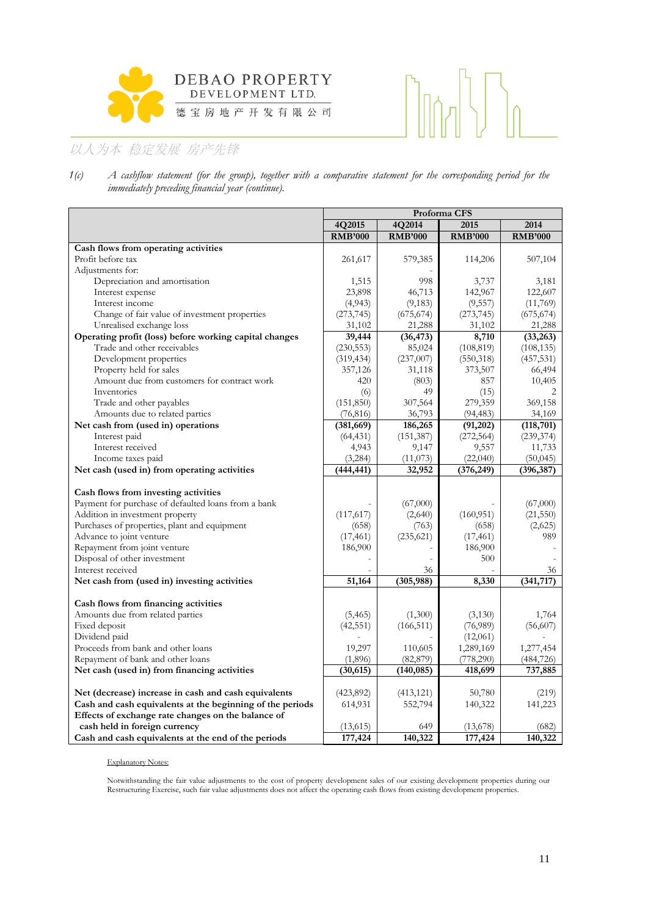1(c) *A cashflow statement (for the group), together with a comparative statement for the corresponding period for the immediately preceding financial year (continue).*

| | Proforma CFS | | | |
|---|---|---|---|---|
| | 4Q2015 | 4Q2014 | 2015 | 2014 |
| | RMB'000 | RMB'000 | RMB'000 | RMB'000 |
| **Cash flows from operating activities** | | | | |
| Profit before tax | 261,617 | 579,385 | 114,206 | 507,104 |
| Adjustments for: | | - | | |
| Depreciation and amortisation | 1,515 | 998 | 3,737 | 3,181 |
| Interest expense | 23,898 | 46,713 | 142,967 | 122,607 |
| Interest income | (4,943) | (9,183) | (9,557) | (11,769) |
| Change of fair value of investment properties | (273,745) | (675,674) | (273,745) | (675,674) |
| Unrealised exchange loss | 31,102 | 21,288 | 31,102 | 21,288 |
| **Operating profit (loss) before working capital changes** | **39,444** | **(36,473)** | **8,710** | **(33,263)** |
| Trade and other receivables | (230,553) | 85,024 | (108,819) | (108,135) |
| Development properties | (319,434) | (237,007) | (550,318) | (457,531) |
| Property held for sales | 357,126 | 31,118 | 373,507 | 66,494 |
| Amount due from customers for contract work | 420 | (803) | 857 | 10,405 |
| Inventories | (6) | 49 | (15) | 2 |
| Trade and other payables | (151,850) | 307,564 | 279,359 | 369,158 |
| Amounts due to related parties | (76,816) | 36,793 | (94,483) | 34,169 |
| **Net cash from (used in) operations** | **(381,669)** | **186,265** | **(91,202)** | **(118,701)** |
| Interest paid | (64,431) | (151,387) | (272,564) | (239,374) |
| Interest received | 4,943 | 9,147 | 9,557 | 11,733 |
| Income taxes paid | (3,284) | (11,073) | (22,040) | (50,045) |
| **Net cash (used in) from operating activities** | **(444,441)** | **32,952** | **(376,249)** | **(396,387)** |
| | | | | |
| **Cash flows from investing activities** | | | | |
| Payment for purchase of defaulted loans from a bank | - | (67,000) | - | (67,000) |
| Addition in investment property | (117,617) | (2,640) | (160,951) | (21,550) |
| Purchases of properties, plant and equipment | (658) | (763) | (658) | (2,625) |
| Advance to joint venture | (17,461) | (235,621) | (17,461) | 989 |
| Repayment from joint venture | 186,900 | - | 186,900 | - |
| Disposal of other investment | - | - | 500 | - |
| Interest received | - | 36 | - | 36 |
| **Net cash from (used in) investing activities** | **51,164** | **(305,988)** | **8,330** | **(341,717)** |
| | | | | |
| **Cash flows from financing activities** | | | | |
| Amounts due from related parties | (5,465) | (1,300) | (3,130) | 1,764 |
| Fixed deposit | (42,551) | (166,511) | (76,989) | (56,607) |
| Dividend paid | - | - | (12,061) | - |
| Proceeds from bank and other loans | 19,297 | 110,605 | 1,289,169 | 1,277,454 |
| Repayment of bank and other loans | (1,896) | (82,879) | (778,290) | (484,726) |
| **Net cash (used in) from financing activities** | **(30,615)** | **(140,085)** | **418,699** | **737,885** |
| | | | | |
| **Net (decrease) increase in cash and cash equivalents** | (423,892) | (413,121) | 50,780 | (219) |
| **Cash and cash equivalents at the beginning of the periods** | 614,931 | 552,794 | 140,322 | 141,223 |
| **Effects of exchange rate changes on the balance of cash held in foreign currency** | (13,615) | 649 | (13,678) | (682) |
| **Cash and cash equivalents at the end of the periods** | **177,424** | **140,322** | **177,424** | **140,322** |

Explanatory Notes:

Notwithstanding the fair value adjustments to the cost of property development sales of our existing development properties during our Restructuring Exercise, such fair value adjustments does not affect the operating cash flows from existing development properties.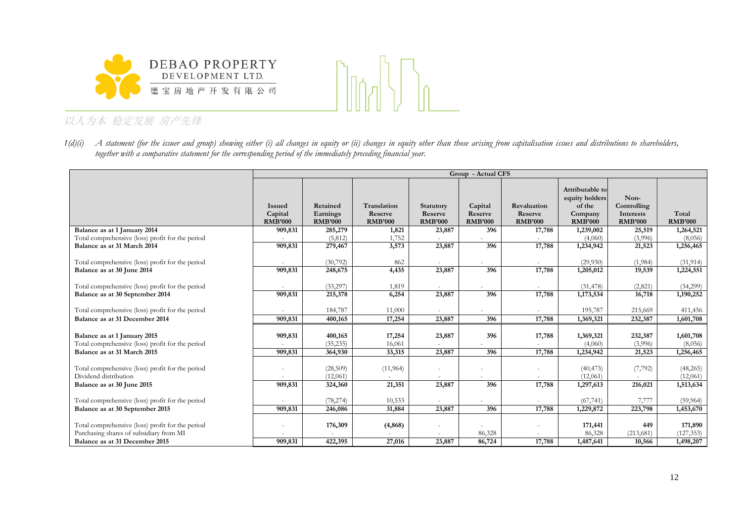1(d)(i) *A statement (for the issuer and group) showing either (i) all changes in equity or (ii) changes in equity other than those arising from capitalisation issues and distributions to shareholders, together with a comparative statement for the corresponding period of the immediately preceding financial year.*

| | Group - Actual CFS | | | | | | | | |
|---|---|---|---|---|---|---|---|---|---|
| | Issued Capital RMB'000 | Retained Earnings RMB'000 | Translation Reserve RMB'000 | Statutory Reserve RMB'000 | Capital Reserve RMB'000 | Revaluation Reserve RMB'000 | Attributable to equity holders of the Company RMB'000 | Non-Controlling Interests RMB'000 | Total RMB'000 |
| **Balance as at 1 January 2014** | **909,831** | **285,279** | **1,821** | **23,887** | **396** | **17,788** | **1,239,002** | **25,519** | **1,264,521** |
| Total comprehensive (loss) profit for the period | - | (5,812) | 1,752 | - | - | - | (4,060) | (3,996) | (8,056) |
| **Balance as at 31 March 2014** | **909,831** | **279,467** | **3,573** | **23,887** | **396** | **17,788** | **1,234,942** | **21,523** | **1,256,465** |
| Total comprehensive (loss) profit for the period | - | (30,792) | 862 | - | - | - | (29,930) | (1,984) | (31,914) |
| **Balance as at 30 June 2014** | **909,831** | **248,675** | **4,435** | **23,887** | **396** | **17,788** | **1,205,012** | **19,539** | **1,224,551** |
| Total comprehensive (loss) profit for the period | - | (33,297) | 1,819 | - | - | - | (31,478) | (2,821) | (34,299) |
| **Balance as at 30 September 2014** | **909,831** | **215,378** | **6,254** | **23,887** | **396** | **17,788** | **1,173,534** | **16,718** | **1,190,252** |
| Total comprehensive (loss) profit for the period | - | 184,787 | 11,000 | - | - | - | 195,787 | 215,669 | 411,456 |
| **Balance as at 31 December 2014** | **909,831** | **400,165** | **17,254** | **23,887** | **396** | **17,788** | **1,369,321** | **232,387** | **1,601,708** |
| **Balance as at 1 January 2015** | **909,831** | **400,165** | **17,254** | **23,887** | **396** | **17,788** | **1,369,321** | **232,387** | **1,601,708** |
| Total comprehensive (loss) profit for the period | - | (35,235) | 16,061 | - | - | - | (4,060) | (3,996) | (8,056) |
| **Balance as at 31 March 2015** | **909,831** | **364,930** | **33,315** | **23,887** | **396** | **17,788** | **1,234,942** | **21,523** | **1,256,465** |
| Total comprehensive (loss) profit for the period | - | (28,509) | (11,964) | - | - | - | (40,473) | (7,792) | (48,265) |
| Dividend distribution | - | (12,061) | - | - | - | - | (12,061) | - | (12,061) |
| **Balance as at 30 June 2015** | **909,831** | **324,360** | **21,351** | **23,887** | **396** | **17,788** | **1,297,613** | **216,021** | **1,513,634** |
| Total comprehensive (loss) profit for the period | - | (78,274) | 10,533 | - | - | - | (67,741) | 7,777 | (59,964) |
| **Balance as at 30 September 2015** | **909,831** | **246,086** | **31,884** | **23,887** | **396** | **17,788** | **1,229,872** | **223,798** | **1,453,670** |
| Total comprehensive (loss) profit for the period | - | **176,309** | **(4,868)** | - | - | - | **171,441** | **449** | **171,890** |
| Purchasing shares of subsidiary from MI | - | - | - | - | 86,328 | - | 86,328 | (213,681) | (127,353) |
| **Balance as at 31 December 2015** | **909,831** | **422,395** | **27,016** | **23,887** | **86,724** | **17,788** | **1,487,641** | **10,566** | **1,498,207** |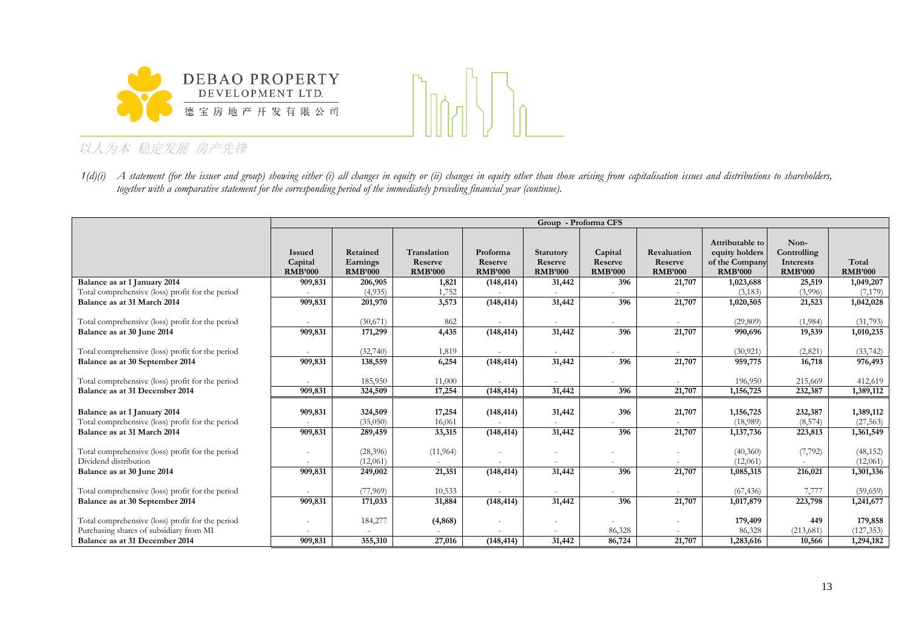*1(d)(i) A statement (for the issuer and group) showing either (i) all changes in equity or (ii) changes in equity other than those arising from capitalisation issues and distributions to shareholders, together with a comparative statement for the corresponding period of the immediately preceding financial year (continue).*

| | Group - Proforma CFS | | | | | | | | | |
|---|---|---|---|---|---|---|---|---|---|---|
| | **Issued Capital RMB'000** | **Retained Earnings RMB'000** | **Translation Reserve RMB'000** | **Proforma Reserve RMB'000** | **Statutory Reserve RMB'000** | **Capital Reserve RMB'000** | **Revaluation Reserve RMB'000** | **Attributable to equity holders of the Company RMB'000** | **Non-Controlling Interests RMB'000** | **Total RMB'000** |
| **Balance as at 1 January 2014** | **909,831** | **206,905** | **1,821** | **(148,414)** | **31,442** | **396** | **21,707** | **1,023,688** | **25,519** | **1,049,207** |
| Total comprehensive (loss) profit for the period | - | (4,935) | 1,752 | - | - | - | - | (3,183) | (3,996) | (7,179) |
| **Balance as at 31 March 2014** | **909,831** | **201,970** | **3,573** | **(148,414)** | **31,442** | **396** | **21,707** | **1,020,505** | **21,523** | **1,042,028** |
| Total comprehensive (loss) profit for the period | - | (30,671) | 862 | - | - | - | - | (29,809) | (1,984) | (31,793) |
| **Balance as at 30 June 2014** | **909,831** | **171,299** | **4,435** | **(148,414)** | **31,442** | **396** | **21,707** | **990,696** | **19,539** | **1,010,235** |
| Total comprehensive (loss) profit for the period | - | (32,740) | 1,819 | - | - | - | - | (30,921) | (2,821) | (33,742) |
| **Balance as at 30 September 2014** | **909,831** | **138,559** | **6,254** | **(148,414)** | **31,442** | **396** | **21,707** | **959,775** | **16,718** | **976,493** |
| Total comprehensive (loss) profit for the period | - | 185,950 | 11,000 | - | - | - | - | 196,950 | 215,669 | 412,619 |
| **Balance as at 31 December 2014** | **909,831** | **324,509** | **17,254** | **(148,414)** | **31,442** | **396** | **21,707** | **1,156,725** | **232,387** | **1,389,112** |
| **Balance as at 1 January 2014** | **909,831** | **324,509** | **17,254** | **(148,414)** | **31,442** | **396** | **21,707** | **1,156,725** | **232,387** | **1,389,112** |
| Total comprehensive (loss) profit for the period | - | (35,050) | 16,061 | - | - | - | - | (18,989) | (8,574) | (27,563) |
| **Balance as at 31 March 2014** | **909,831** | **289,459** | **33,315** | **(148,414)** | **31,442** | **396** | **21,707** | **1,137,736** | **223,813** | **1,361,549** |
| Total comprehensive (loss) profit for the period | - | (28,396) | (11,964) | - | - | - | - | (40,360) | (7,792) | (48,152) |
| Dividend distribution | - | (12,061) | - | - | - | - | - | (12,061) | - | (12,061) |
| **Balance as at 30 June 2014** | **909,831** | **249,002** | **21,351** | **(148,414)** | **31,442** | **396** | **21,707** | **1,085,315** | **216,021** | **1,301,336** |
| Total comprehensive (loss) profit for the period | - | (77,969) | 10,533 | - | - | - | - | (67,436) | 7,777 | (59,659) |
| **Balance as at 30 September 2014** | **909,831** | **171,033** | **31,884** | **(148,414)** | **31,442** | **396** | **21,707** | **1,017,879** | **223,798** | **1,241,677** |
| Total comprehensive (loss) profit for the period | - | 184,277 | **(4,868)** | - | - | - | - | **179,409** | **449** | **179,858** |
| Purchasing shares of subsidiary from MI | - | - | - | - | - | 86,328 | - | 86,328 | (213,681) | (127,353) |
| **Balance as at 31 December 2014** | **909,831** | **355,310** | **27,016** | **(148,414)** | **31,442** | **86,724** | **21,707** | **1,283,616** | **10,566** | **1,294,182** |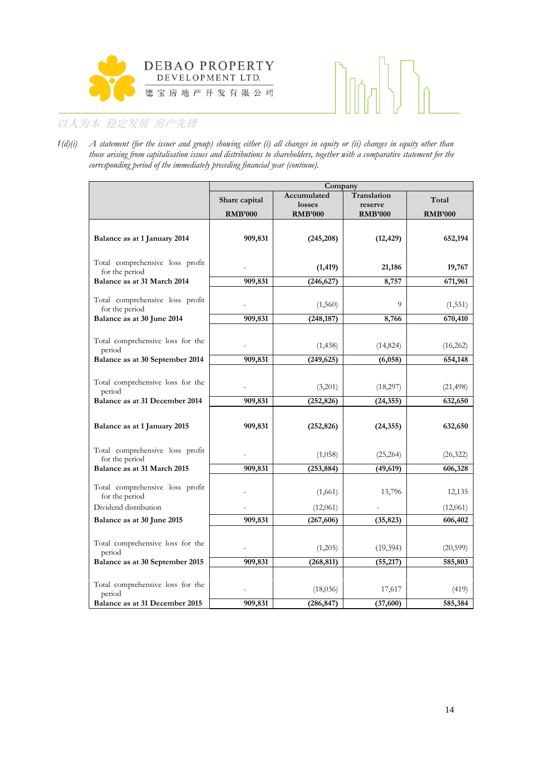1(d)(i) *A statement (for the issuer and group) showing either (i) all changes in equity or (ii) changes in equity other than those arising from capitalisation issues and distributions to shareholders, together with a comparative statement for the corresponding period of the immediately preceding financial year (continue).*

| | Company | | | |
|---|---|---|---|---|
| | **Share capital RMB'000** | **Accumulated losses RMB'000** | **Translation reserve RMB'000** | **Total RMB'000** |
| **Balance as at 1 January 2014** | **909,831** | **(245,208)** | **(12,429)** | **652,194** |
| Total comprehensive loss profit for the period | - | **(1,419)** | **21,186** | **19,767** |
| **Balance as at 31 March 2014** | **909,831** | **(246,627)** | **8,757** | **671,961** |
| Total comprehensive loss profit for the period | - | (1,560) | 9 | (1,551) |
| **Balance as at 30 June 2014** | **909,831** | **(248,187)** | **8,766** | **670,410** |
| Total comprehensive loss for the period | - | (1,438) | (14,824) | (16,262) |
| **Balance as at 30 September 2014** | **909,831** | **(249,625)** | **(6,058)** | **654,148** |
| Total comprehensive loss for the period | - | (3,201) | (18,297) | (21,498) |
| **Balance as at 31 December 2014** | **909,831** | **(252,826)** | **(24,355)** | **632,650** |
| **Balance as at 1 January 2015** | **909,831** | **(252,826)** | **(24,355)** | **632,650** |
| Total comprehensive loss profit for the period | - | (1,058) | (25,264) | (26,322) |
| **Balance as at 31 March 2015** | **909,831** | **(253,884)** | **(49,619)** | **606,328** |
| Total comprehensive loss profit for the period | - | (1,661) | 13,796 | 12,135 |
| Dividend distribution | - | (12,061) | - | (12,061) |
| **Balance as at 30 June 2015** | **909,831** | **(267,606)** | **(35,823)** | **606,402** |
| Total comprehensive loss for the period | - | (1,205) | (19,394) | (20,599) |
| **Balance as at 30 September 2015** | **909,831** | **(268,811)** | **(55,217)** | **585,803** |
| Total comprehensive loss for the period | - | (18,036) | 17,617 | (419) |
| **Balance as at 31 December 2015** | **909,831** | **(286,847)** | **(37,600)** | **585,384** |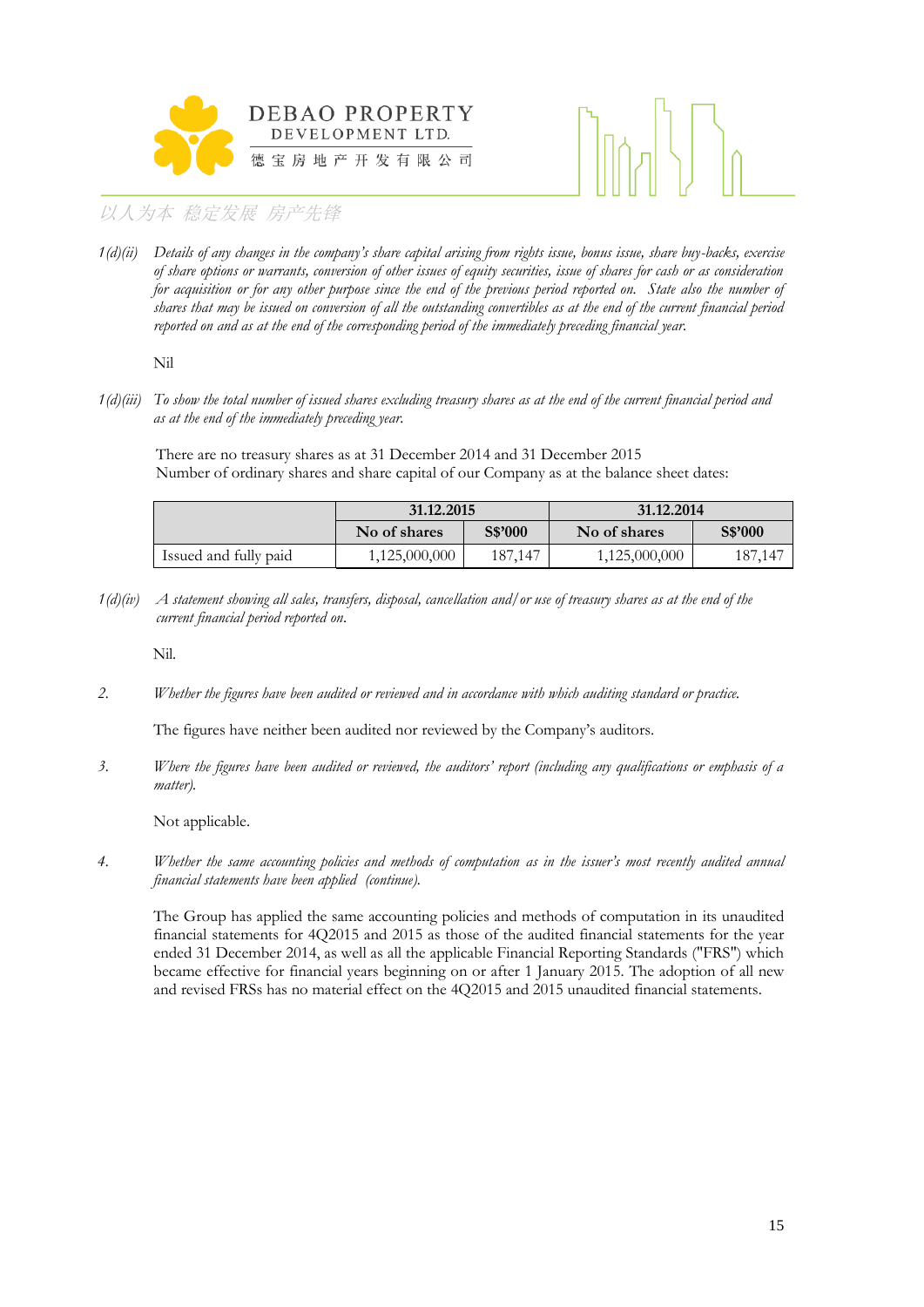*1(d)(ii) Details of any changes in the company's share capital arising from rights issue, bonus issue, share buy-backs, exercise of share options or warrants, conversion of other issues of equity securities, issue of shares for cash or as consideration for acquisition or for any other purpose since the end of the previous period reported on. State also the number of shares that may be issued on conversion of all the outstanding convertibles as at the end of the current financial period reported on and as at the end of the corresponding period of the immediately preceding financial year.*

Nil

*1(d)(iii) To show the total number of issued shares excluding treasury shares as at the end of the current financial period and as at the end of the immediately preceding year.*

There are no treasury shares as at 31 December 2014 and 31 December 2015
Number of ordinary shares and share capital of our Company as at the balance sheet dates:

| | 31.12.2015 | | 31.12.2014 | |
|---|---|---|---|---|
| | **No of shares** | **S$'000** | **No of shares** | **S$'000** |
| Issued and fully paid | 1,125,000,000 | 187,147 | 1,125,000,000 | 187,147 |

*1(d)(iv) A statement showing all sales, transfers, disposal, cancellation and/or use of treasury shares as at the end of the current financial period reported on.*

Nil.

*2. Whether the figures have been audited or reviewed and in accordance with which auditing standard or practice.*

The figures have neither been audited nor reviewed by the Company's auditors.

*3. Where the figures have been audited or reviewed, the auditors' report (including any qualifications or emphasis of a matter).*

Not applicable.

*4. Whether the same accounting policies and methods of computation as in the issuer's most recently audited annual financial statements have been applied (continue).*

The Group has applied the same accounting policies and methods of computation in its unaudited financial statements for 4Q2015 and 2015 as those of the audited financial statements for the year ended 31 December 2014, as well as all the applicable Financial Reporting Standards ("FRS") which became effective for financial years beginning on or after 1 January 2015. The adoption of all new and revised FRSs has no material effect on the 4Q2015 and 2015 unaudited financial statements.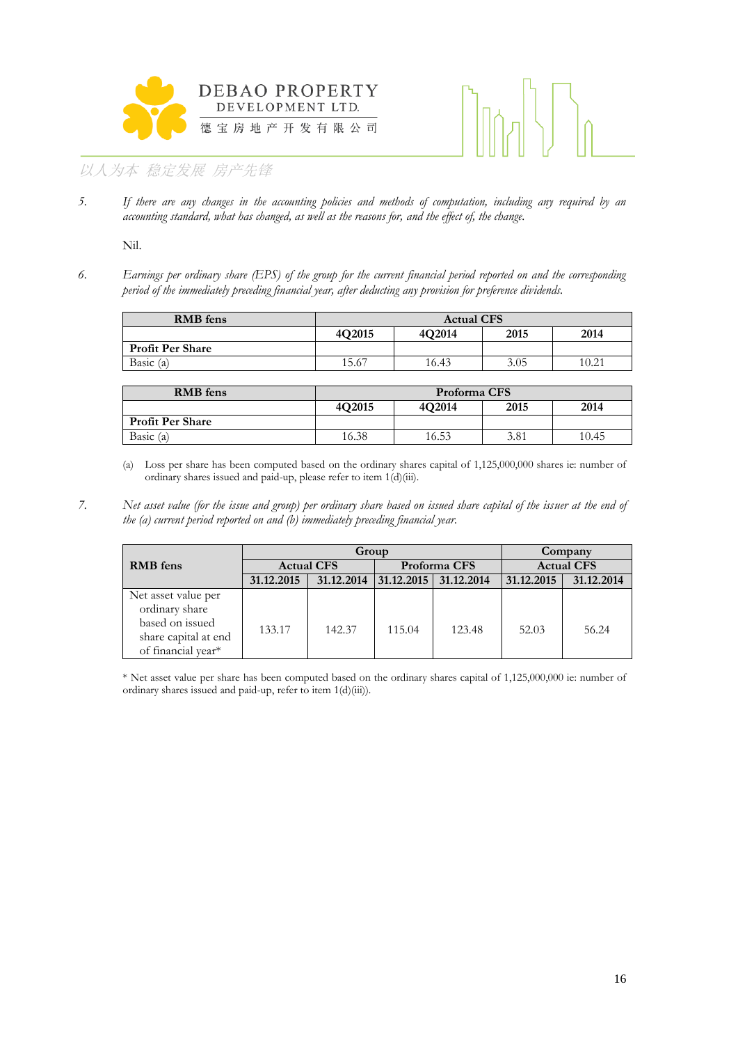5. *If there are any changes in the accounting policies and methods of computation, including any required by an accounting standard, what has changed, as well as the reasons for, and the effect of, the change.*

Nil.

6. *Earnings per ordinary share (EPS) of the group for the current financial period reported on and the corresponding period of the immediately preceding financial year, after deducting any provision for preference dividends.*

| RMB fens | Actual CFS | | | |
|---|---|---|---|---|
| | 4Q2015 | 4Q2014 | 2015 | 2014 |
| **Profit Per Share** | | | | |
| Basic (a) | 15.67 | 16.43 | 3.05 | 10.21 |

| RMB fens | Proforma CFS | | | |
|---|---|---|---|---|
| | 4Q2015 | 4Q2014 | 2015 | 2014 |
| **Profit Per Share** | | | | |
| Basic (a) | 16.38 | 16.53 | 3.81 | 10.45 |

(a) Loss per share has been computed based on the ordinary shares capital of 1,125,000,000 shares ie: number of ordinary shares issued and paid-up, please refer to item 1(d)(iii).

7. *Net asset value (for the issue and group) per ordinary share based on issued share capital of the issuer at the end of the (a) current period reported on and (b) immediately preceding financial year.*

| RMB fens | Group | | | | Company | |
|---|---|---|---|---|---|---|
| | Actual CFS | | Proforma CFS | | Actual CFS | |
| | 31.12.2015 | 31.12.2014 | 31.12.2015 | 31.12.2014 | 31.12.2015 | 31.12.2014 |
| Net asset value per ordinary share based on issued share capital at end of financial year* | 133.17 | 142.37 | 115.04 | 123.48 | 52.03 | 56.24 |

\* Net asset value per share has been computed based on the ordinary shares capital of 1,125,000,000 ie: number of ordinary shares issued and paid-up, refer to item 1(d)(iii)).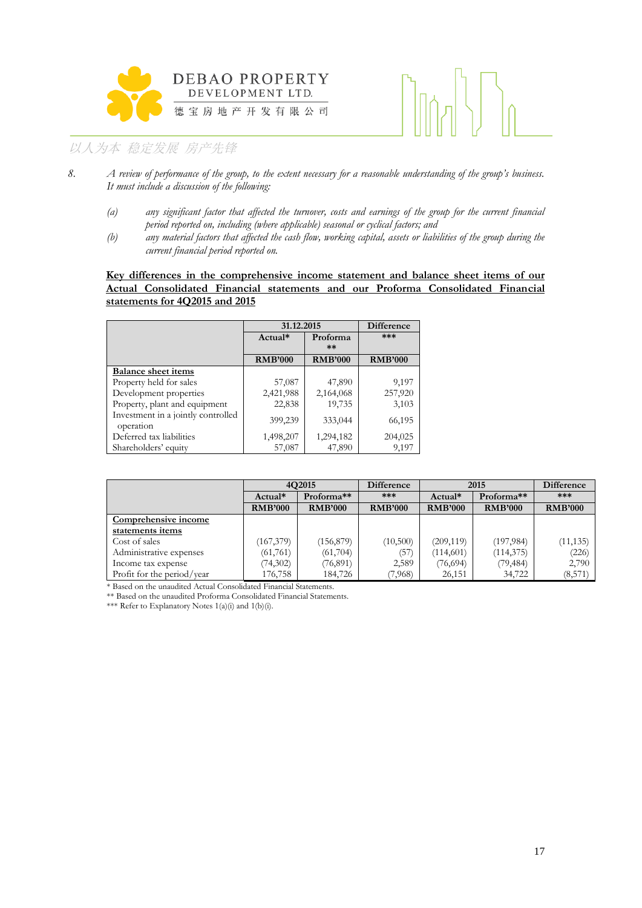8. *A review of performance of the group, to the extent necessary for a reasonable understanding of the group's business. It must include a discussion of the following:*

   *(a) any significant factor that affected the turnover, costs and earnings of the group for the current financial period reported on, including (where applicable) seasonal or cyclical factors; and*

   *(b) any material factors that affected the cash flow, working capital, assets or liabilities of the group during the current financial period reported on.*

**Key differences in the comprehensive income statement and balance sheet items of our Actual Consolidated Financial statements and our Proforma Consolidated Financial statements for 4Q2015 and 2015**

| | 31.12.2015 | | Difference |
|---|---|---|---|
| | Actual* | Proforma ** | *** |
| | RMB'000 | RMB'000 | RMB'000 |
| **Balance sheet items** | | | |
| Property held for sales | 57,087 | 47,890 | 9,197 |
| Development properties | 2,421,988 | 2,164,068 | 257,920 |
| Property, plant and equipment | 22,838 | 19,735 | 3,103 |
| Investment in a jointly controlled operation | 399,239 | 333,044 | 66,195 |
| Deferred tax liabilities | 1,498,207 | 1,294,182 | 204,025 |
| Shareholders' equity | 57,087 | 47,890 | 9,197 |

| | 4Q2015 | | Difference | 2015 | | Difference |
|---|---|---|---|---|---|---|
| | Actual* | Proforma** | *** | Actual* | Proforma** | *** |
| | RMB'000 | RMB'000 | RMB'000 | RMB'000 | RMB'000 | RMB'000 |
| **Comprehensive income statements items** | | | | | | |
| Cost of sales | (167,379) | (156,879) | (10,500) | (209,119) | (197,984) | (11,135) |
| Administrative expenses | (61,761) | (61,704) | (57) | (114,601) | (114,375) | (226) |
| Income tax expense | (74,302) | (76,891) | 2,589 | (76,694) | (79,484) | 2,790 |
| Profit for the period/year | 176,758 | 184,726 | (7,968) | 26,151 | 34,722 | (8,571) |

\* Based on the unaudited Actual Consolidated Financial Statements.
** Based on the unaudited Proforma Consolidated Financial Statements.
*** Refer to Explanatory Notes 1(a)(i) and 1(b)(i).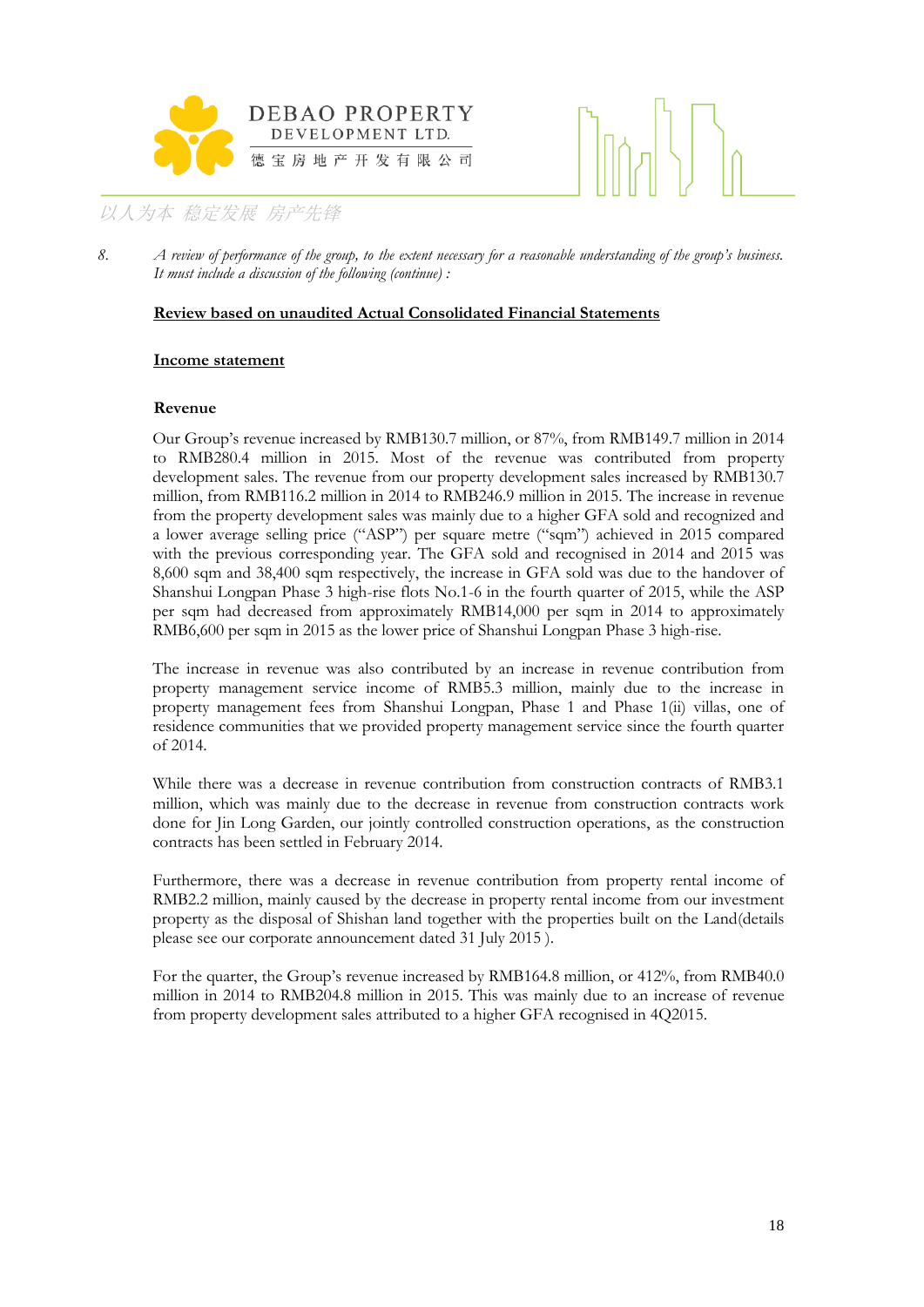8. *A review of performance of the group, to the extent necessary for a reasonable understanding of the group's business. It must include a discussion of the following (continue) :*

**Review based on unaudited Actual Consolidated Financial Statements**

**Income statement**

**Revenue**

Our Group's revenue increased by RMB130.7 million, or 87%, from RMB149.7 million in 2014 to RMB280.4 million in 2015. Most of the revenue was contributed from property development sales. The revenue from our property development sales increased by RMB130.7 million, from RMB116.2 million in 2014 to RMB246.9 million in 2015. The increase in revenue from the property development sales was mainly due to a higher GFA sold and recognized and a lower average selling price ("ASP") per square metre ("sqm") achieved in 2015 compared with the previous corresponding year. The GFA sold and recognised in 2014 and 2015 was 8,600 sqm and 38,400 sqm respectively, the increase in GFA sold was due to the handover of Shanshui Longpan Phase 3 high-rise flots No.1-6 in the fourth quarter of 2015, while the ASP per sqm had decreased from approximately RMB14,000 per sqm in 2014 to approximately RMB6,600 per sqm in 2015 as the lower price of Shanshui Longpan Phase 3 high-rise.

The increase in revenue was also contributed by an increase in revenue contribution from property management service income of RMB5.3 million, mainly due to the increase in property management fees from Shanshui Longpan, Phase 1 and Phase 1(ii) villas, one of residence communities that we provided property management service since the fourth quarter of 2014.

While there was a decrease in revenue contribution from construction contracts of RMB3.1 million, which was mainly due to the decrease in revenue from construction contracts work done for Jin Long Garden, our jointly controlled construction operations, as the construction contracts has been settled in February 2014.

Furthermore, there was a decrease in revenue contribution from property rental income of RMB2.2 million, mainly caused by the decrease in property rental income from our investment property as the disposal of Shishan land together with the properties built on the Land(details please see our corporate announcement dated 31 July 2015 ).

For the quarter, the Group's revenue increased by RMB164.8 million, or 412%, from RMB40.0 million in 2014 to RMB204.8 million in 2015. This was mainly due to an increase of revenue from property development sales attributed to a higher GFA recognised in 4Q2015.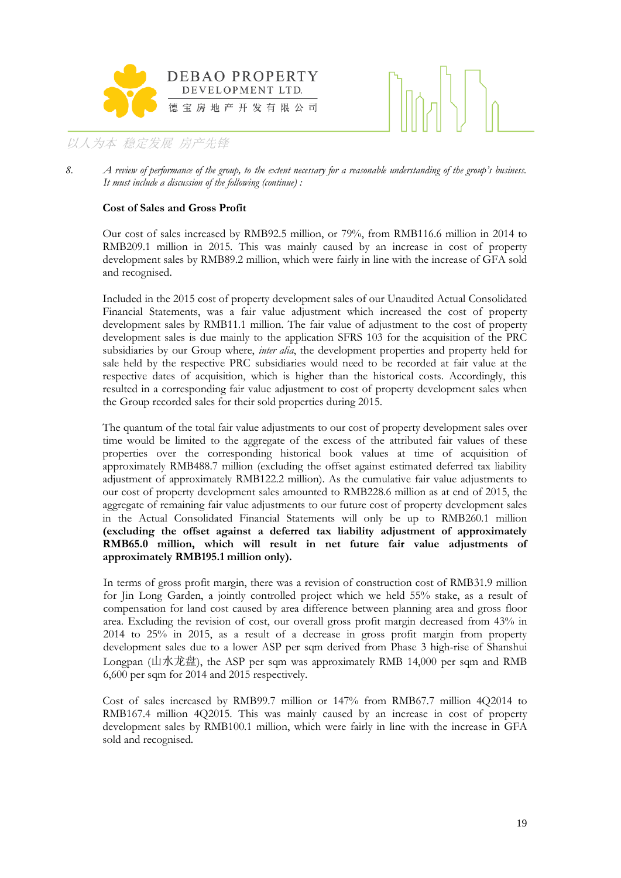8. *A review of performance of the group, to the extent necessary for a reasonable understanding of the group's business. It must include a discussion of the following (continue) :*

**Cost of Sales and Gross Profit**

Our cost of sales increased by RMB92.5 million, or 79%, from RMB116.6 million in 2014 to RMB209.1 million in 2015. This was mainly caused by an increase in cost of property development sales by RMB89.2 million, which were fairly in line with the increase of GFA sold and recognised.

Included in the 2015 cost of property development sales of our Unaudited Actual Consolidated Financial Statements, was a fair value adjustment which increased the cost of property development sales by RMB11.1 million. The fair value of adjustment to the cost of property development sales is due mainly to the application SFRS 103 for the acquisition of the PRC subsidiaries by our Group where, *inter alia*, the development properties and property held for sale held by the respective PRC subsidiaries would need to be recorded at fair value at the respective dates of acquisition, which is higher than the historical costs. Accordingly, this resulted in a corresponding fair value adjustment to cost of property development sales when the Group recorded sales for their sold properties during 2015.

The quantum of the total fair value adjustments to our cost of property development sales over time would be limited to the aggregate of the excess of the attributed fair values of these properties over the corresponding historical book values at time of acquisition of approximately RMB488.7 million (excluding the offset against estimated deferred tax liability adjustment of approximately RMB122.2 million). As the cumulative fair value adjustments to our cost of property development sales amounted to RMB228.6 million as at end of 2015, the aggregate of remaining fair value adjustments to our future cost of property development sales in the Actual Consolidated Financial Statements will only be up to RMB260.1 million **(excluding the offset against a deferred tax liability adjustment of approximately RMB65.0 million, which will result in net future fair value adjustments of approximately RMB195.1 million only).**

In terms of gross profit margin, there was a revision of construction cost of RMB31.9 million for Jin Long Garden, a jointly controlled project which we held 55% stake, as a result of compensation for land cost caused by area difference between planning area and gross floor area. Excluding the revision of cost, our overall gross profit margin decreased from 43% in 2014 to 25% in 2015, as a result of a decrease in gross profit margin from property development sales due to a lower ASP per sqm derived from Phase 3 high-rise of Shanshui Longpan (山水龙盘), the ASP per sqm was approximately RMB 14,000 per sqm and RMB 6,600 per sqm for 2014 and 2015 respectively.

Cost of sales increased by RMB99.7 million or 147% from RMB67.7 million 4Q2014 to RMB167.4 million 4Q2015. This was mainly caused by an increase in cost of property development sales by RMB100.1 million, which were fairly in line with the increase in GFA sold and recognised.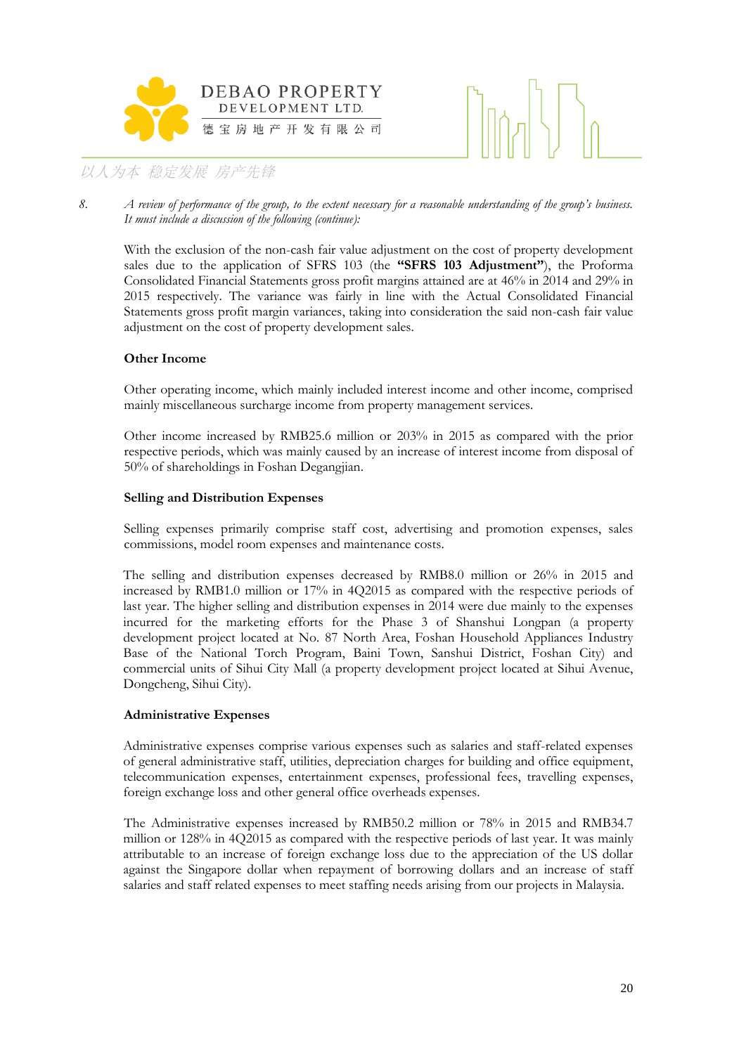8. *A review of performance of the group, to the extent necessary for a reasonable understanding of the group's business. It must include a discussion of the following (continue):*

With the exclusion of the non-cash fair value adjustment on the cost of property development sales due to the application of SFRS 103 (the **"SFRS 103 Adjustment"**), the Proforma Consolidated Financial Statements gross profit margins attained are at 46% in 2014 and 29% in 2015 respectively. The variance was fairly in line with the Actual Consolidated Financial Statements gross profit margin variances, taking into consideration the said non-cash fair value adjustment on the cost of property development sales.

**Other Income**

Other operating income, which mainly included interest income and other income, comprised mainly miscellaneous surcharge income from property management services.

Other income increased by RMB25.6 million or 203% in 2015 as compared with the prior respective periods, which was mainly caused by an increase of interest income from disposal of 50% of shareholdings in Foshan Degangjian.

**Selling and Distribution Expenses**

Selling expenses primarily comprise staff cost, advertising and promotion expenses, sales commissions, model room expenses and maintenance costs.

The selling and distribution expenses decreased by RMB8.0 million or 26% in 2015 and increased by RMB1.0 million or 17% in 4Q2015 as compared with the respective periods of last year. The higher selling and distribution expenses in 2014 were due mainly to the expenses incurred for the marketing efforts for the Phase 3 of Shanshui Longpan (a property development project located at No. 87 North Area, Foshan Household Appliances Industry Base of the National Torch Program, Baini Town, Sanshui District, Foshan City) and commercial units of Sihui City Mall (a property development project located at Sihui Avenue, Dongcheng, Sihui City).

**Administrative Expenses**

Administrative expenses comprise various expenses such as salaries and staff-related expenses of general administrative staff, utilities, depreciation charges for building and office equipment, telecommunication expenses, entertainment expenses, professional fees, travelling expenses, foreign exchange loss and other general office overheads expenses.

The Administrative expenses increased by RMB50.2 million or 78% in 2015 and RMB34.7 million or 128% in 4Q2015 as compared with the respective periods of last year. It was mainly attributable to an increase of foreign exchange loss due to the appreciation of the US dollar against the Singapore dollar when repayment of borrowing dollars and an increase of staff salaries and staff related expenses to meet staffing needs arising from our projects in Malaysia.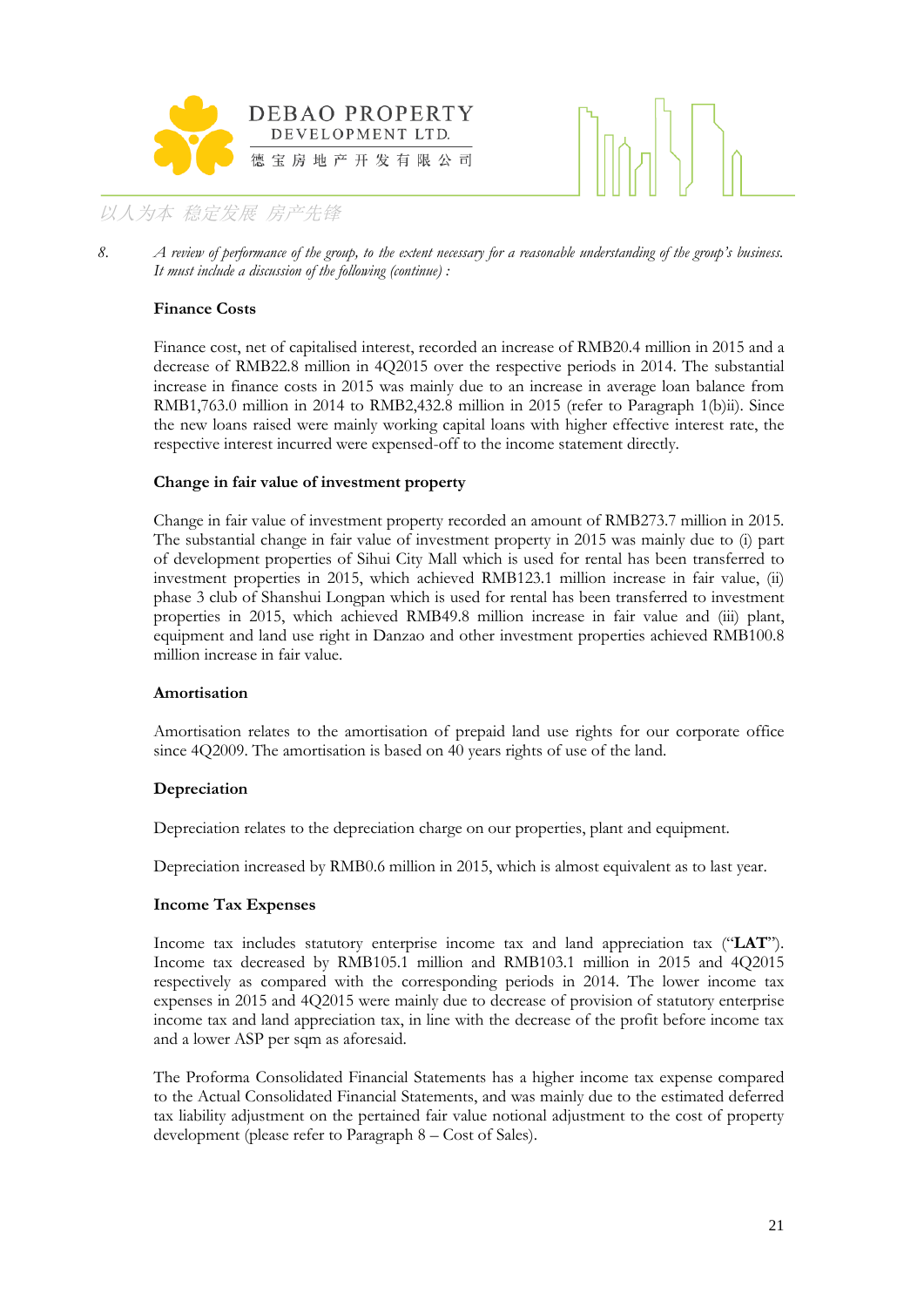8. *A review of performance of the group, to the extent necessary for a reasonable understanding of the group's business. It must include a discussion of the following (continue) :*

**Finance Costs**

Finance cost, net of capitalised interest, recorded an increase of RMB20.4 million in 2015 and a decrease of RMB22.8 million in 4Q2015 over the respective periods in 2014. The substantial increase in finance costs in 2015 was mainly due to an increase in average loan balance from RMB1,763.0 million in 2014 to RMB2,432.8 million in 2015 (refer to Paragraph 1(b)ii). Since the new loans raised were mainly working capital loans with higher effective interest rate, the respective interest incurred were expensed-off to the income statement directly.

**Change in fair value of investment property**

Change in fair value of investment property recorded an amount of RMB273.7 million in 2015. The substantial change in fair value of investment property in 2015 was mainly due to (i) part of development properties of Sihui City Mall which is used for rental has been transferred to investment properties in 2015, which achieved RMB123.1 million increase in fair value, (ii) phase 3 club of Shanshui Longpan which is used for rental has been transferred to investment properties in 2015, which achieved RMB49.8 million increase in fair value and (iii) plant, equipment and land use right in Danzao and other investment properties achieved RMB100.8 million increase in fair value.

**Amortisation**

Amortisation relates to the amortisation of prepaid land use rights for our corporate office since 4Q2009. The amortisation is based on 40 years rights of use of the land.

**Depreciation**

Depreciation relates to the depreciation charge on our properties, plant and equipment.

Depreciation increased by RMB0.6 million in 2015, which is almost equivalent as to last year.

**Income Tax Expenses**

Income tax includes statutory enterprise income tax and land appreciation tax ("**LAT**"). Income tax decreased by RMB105.1 million and RMB103.1 million in 2015 and 4Q2015 respectively as compared with the corresponding periods in 2014. The lower income tax expenses in 2015 and 4Q2015 were mainly due to decrease of provision of statutory enterprise income tax and land appreciation tax, in line with the decrease of the profit before income tax and a lower ASP per sqm as aforesaid.

The Proforma Consolidated Financial Statements has a higher income tax expense compared to the Actual Consolidated Financial Statements, and was mainly due to the estimated deferred tax liability adjustment on the pertained fair value notional adjustment to the cost of property development (please refer to Paragraph 8 – Cost of Sales).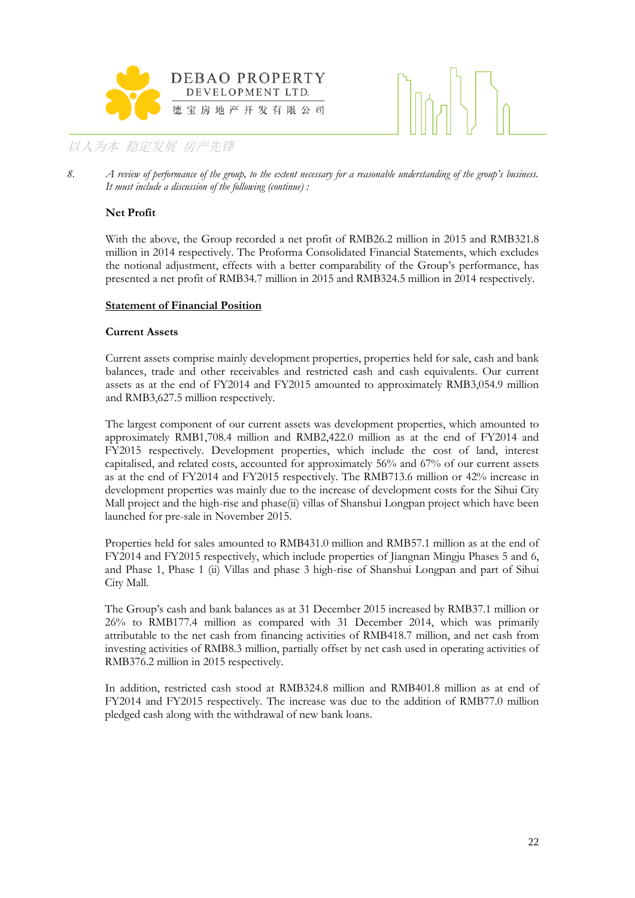8. *A review of performance of the group, to the extent necessary for a reasonable understanding of the group's business. It must include a discussion of the following (continue) :*

**Net Profit**

With the above, the Group recorded a net profit of RMB26.2 million in 2015 and RMB321.8 million in 2014 respectively. The Proforma Consolidated Financial Statements, which excludes the notional adjustment, effects with a better comparability of the Group's performance, has presented a net profit of RMB34.7 million in 2015 and RMB324.5 million in 2014 respectively.

**Statement of Financial Position**

**Current Assets**

Current assets comprise mainly development properties, properties held for sale, cash and bank balances, trade and other receivables and restricted cash and cash equivalents. Our current assets as at the end of FY2014 and FY2015 amounted to approximately RMB3,054.9 million and RMB3,627.5 million respectively.

The largest component of our current assets was development properties, which amounted to approximately RMB1,708.4 million and RMB2,422.0 million as at the end of FY2014 and FY2015 respectively. Development properties, which include the cost of land, interest capitalised, and related costs, accounted for approximately 56% and 67% of our current assets as at the end of FY2014 and FY2015 respectively. The RMB713.6 million or 42% increase in development properties was mainly due to the increase of development costs for the Sihui City Mall project and the high-rise and phase(ii) villas of Shanshui Longpan project which have been launched for pre-sale in November 2015.

Properties held for sales amounted to RMB431.0 million and RMB57.1 million as at the end of FY2014 and FY2015 respectively, which include properties of Jiangnan Mingju Phases 5 and 6, and Phase 1, Phase 1 (ii) Villas and phase 3 high-rise of Shanshui Longpan and part of Sihui City Mall.

The Group's cash and bank balances as at 31 December 2015 increased by RMB37.1 million or 26% to RMB177.4 million as compared with 31 December 2014, which was primarily attributable to the net cash from financing activities of RMB418.7 million, and net cash from investing activities of RMB8.3 million, partially offset by net cash used in operating activities of RMB376.2 million in 2015 respectively.

In addition, restricted cash stood at RMB324.8 million and RMB401.8 million as at end of FY2014 and FY2015 respectively. The increase was due to the addition of RMB77.0 million pledged cash along with the withdrawal of new bank loans.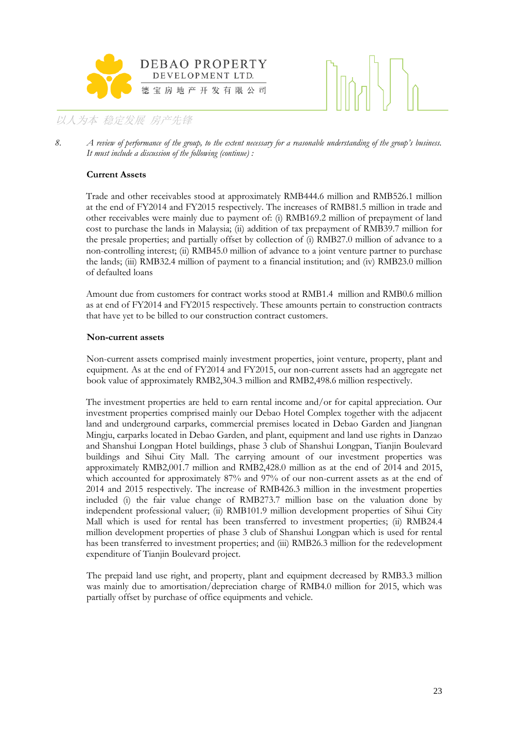8. *A review of performance of the group, to the extent necessary for a reasonable understanding of the group's business. It must include a discussion of the following (continue) :*

**Current Assets**

Trade and other receivables stood at approximately RMB444.6 million and RMB526.1 million at the end of FY2014 and FY2015 respectively. The increases of RMB81.5 million in trade and other receivables were mainly due to payment of: (i) RMB169.2 million of prepayment of land cost to purchase the lands in Malaysia; (ii) addition of tax prepayment of RMB39.7 million for the presale properties; and partially offset by collection of (i) RMB27.0 million of advance to a non-controlling interest; (ii) RMB45.0 million of advance to a joint venture partner to purchase the lands; (iii) RMB32.4 million of payment to a financial institution; and (iv) RMB23.0 million of defaulted loans

Amount due from customers for contract works stood at RMB1.4 million and RMB0.6 million as at end of FY2014 and FY2015 respectively. These amounts pertain to construction contracts that have yet to be billed to our construction contract customers.

**Non-current assets**

Non-current assets comprised mainly investment properties, joint venture, property, plant and equipment. As at the end of FY2014 and FY2015, our non-current assets had an aggregate net book value of approximately RMB2,304.3 million and RMB2,498.6 million respectively.

The investment properties are held to earn rental income and/or for capital appreciation. Our investment properties comprised mainly our Debao Hotel Complex together with the adjacent land and underground carparks, commercial premises located in Debao Garden and Jiangnan Mingju, carparks located in Debao Garden, and plant, equipment and land use rights in Danzao and Shanshui Longpan Hotel buildings, phase 3 club of Shanshui Longpan, Tianjin Boulevard buildings and Sihui City Mall. The carrying amount of our investment properties was approximately RMB2,001.7 million and RMB2,428.0 million as at the end of 2014 and 2015, which accounted for approximately 87% and 97% of our non-current assets as at the end of 2014 and 2015 respectively. The increase of RMB426.3 million in the investment properties included (i) the fair value change of RMB273.7 million base on the valuation done by independent professional valuer; (ii) RMB101.9 million development properties of Sihui City Mall which is used for rental has been transferred to investment properties; (ii) RMB24.4 million development properties of phase 3 club of Shanshui Longpan which is used for rental has been transferred to investment properties; and (iii) RMB26.3 million for the redevelopment expenditure of Tianjin Boulevard project.

The prepaid land use right, and property, plant and equipment decreased by RMB3.3 million was mainly due to amortisation/depreciation charge of RMB4.0 million for 2015, which was partially offset by purchase of office equipments and vehicle.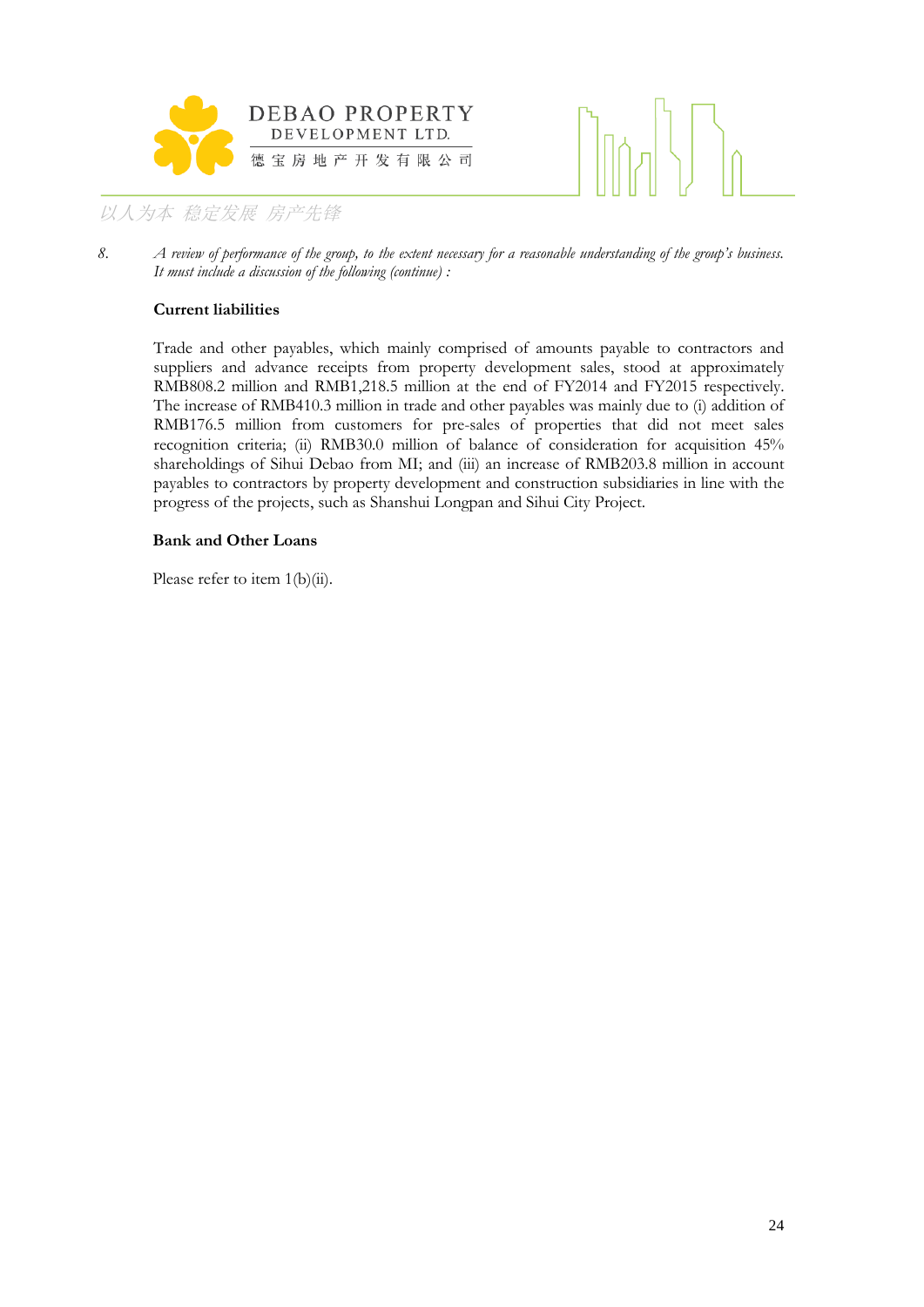8. *A review of performance of the group, to the extent necessary for a reasonable understanding of the group's business. It must include a discussion of the following (continue) :*

**Current liabilities**

Trade and other payables, which mainly comprised of amounts payable to contractors and suppliers and advance receipts from property development sales, stood at approximately RMB808.2 million and RMB1,218.5 million at the end of FY2014 and FY2015 respectively. The increase of RMB410.3 million in trade and other payables was mainly due to (i) addition of RMB176.5 million from customers for pre-sales of properties that did not meet sales recognition criteria; (ii) RMB30.0 million of balance of consideration for acquisition 45% shareholdings of Sihui Debao from MI; and (iii) an increase of RMB203.8 million in account payables to contractors by property development and construction subsidiaries in line with the progress of the projects, such as Shanshui Longpan and Sihui City Project.

**Bank and Other Loans**

Please refer to item 1(b)(ii).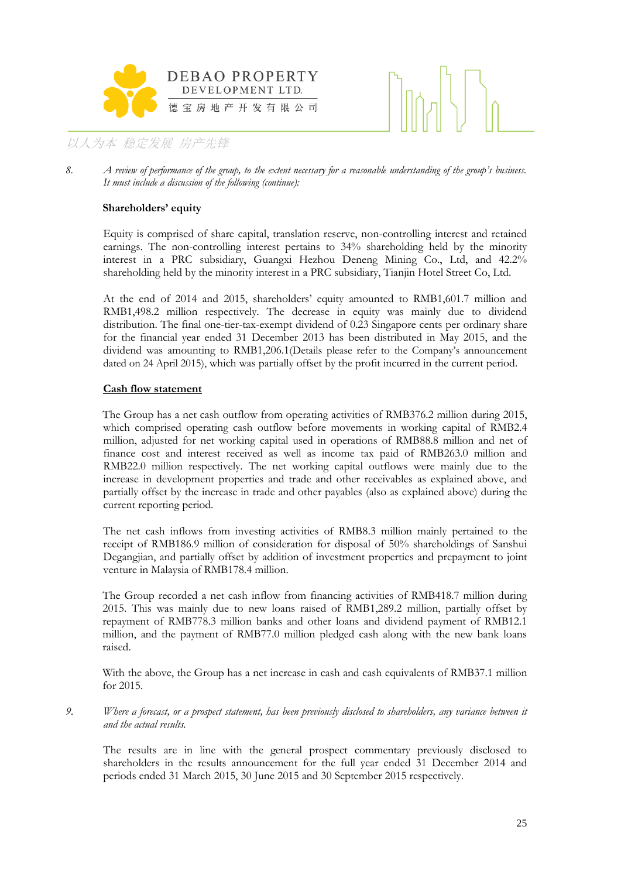8. *A review of performance of the group, to the extent necessary for a reasonable understanding of the group's business. It must include a discussion of the following (continue):*

**Shareholders' equity**

Equity is comprised of share capital, translation reserve, non-controlling interest and retained earnings. The non-controlling interest pertains to 34% shareholding held by the minority interest in a PRC subsidiary, Guangxi Hezhou Deneng Mining Co., Ltd, and 42.2% shareholding held by the minority interest in a PRC subsidiary, Tianjin Hotel Street Co, Ltd.

At the end of 2014 and 2015, shareholders' equity amounted to RMB1,601.7 million and RMB1,498.2 million respectively. The decrease in equity was mainly due to dividend distribution. The final one-tier-tax-exempt dividend of 0.23 Singapore cents per ordinary share for the financial year ended 31 December 2013 has been distributed in May 2015, and the dividend was amounting to RMB1,206.1(Details please refer to the Company's announcement dated on 24 April 2015), which was partially offset by the profit incurred in the current period.

**Cash flow statement**

The Group has a net cash outflow from operating activities of RMB376.2 million during 2015, which comprised operating cash outflow before movements in working capital of RMB2.4 million, adjusted for net working capital used in operations of RMB88.8 million and net of finance cost and interest received as well as income tax paid of RMB263.0 million and RMB22.0 million respectively. The net working capital outflows were mainly due to the increase in development properties and trade and other receivables as explained above, and partially offset by the increase in trade and other payables (also as explained above) during the current reporting period.

The net cash inflows from investing activities of RMB8.3 million mainly pertained to the receipt of RMB186.9 million of consideration for disposal of 50% shareholdings of Sanshui Degangjian, and partially offset by addition of investment properties and prepayment to joint venture in Malaysia of RMB178.4 million.

The Group recorded a net cash inflow from financing activities of RMB418.7 million during 2015. This was mainly due to new loans raised of RMB1,289.2 million, partially offset by repayment of RMB778.3 million banks and other loans and dividend payment of RMB12.1 million, and the payment of RMB77.0 million pledged cash along with the new bank loans raised.

With the above, the Group has a net increase in cash and cash equivalents of RMB37.1 million for 2015.

9. *Where a forecast, or a prospect statement, has been previously disclosed to shareholders, any variance between it and the actual results.*

The results are in line with the general prospect commentary previously disclosed to shareholders in the results announcement for the full year ended 31 December 2014 and periods ended 31 March 2015, 30 June 2015 and 30 September 2015 respectively.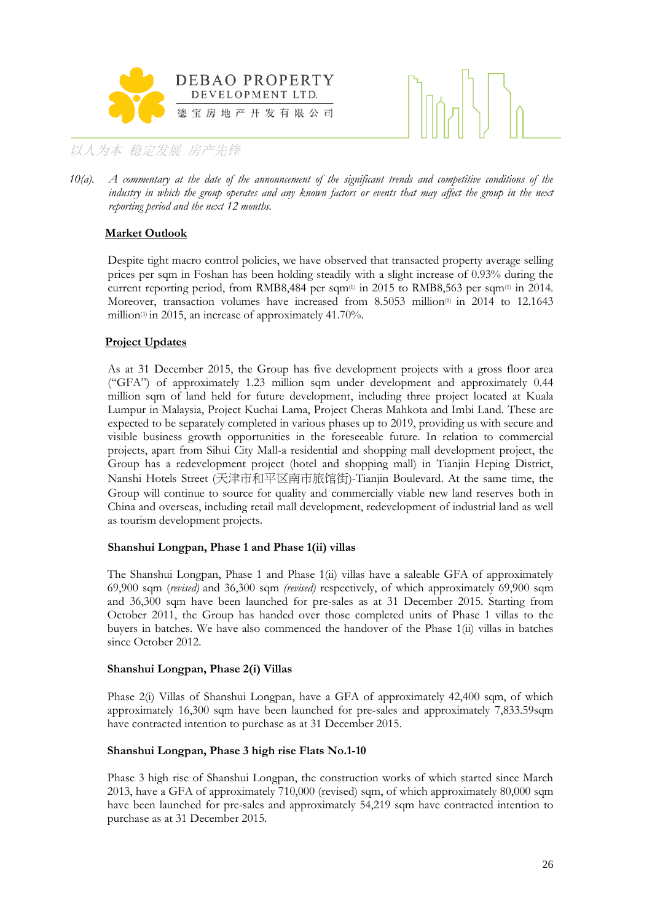10(a). *A commentary at the date of the announcement of the significant trends and competitive conditions of the industry in which the group operates and any known factors or events that may affect the group in the next reporting period and the next 12 months.*

**Market Outlook**

Despite tight macro control policies, we have observed that transacted property average selling prices per sqm in Foshan has been holding steadily with a slight increase of 0.93% during the current reporting period, from RMB8,484 per sqm(1) in 2015 to RMB8,563 per sqm(1) in 2014. Moreover, transaction volumes have increased from 8.5053 million(1) in 2014 to 12.1643 million(1) in 2015, an increase of approximately 41.70%.

**Project Updates**

As at 31 December 2015, the Group has five development projects with a gross floor area ("GFA") of approximately 1.23 million sqm under development and approximately 0.44 million sqm of land held for future development, including three project located at Kuala Lumpur in Malaysia, Project Kuchai Lama, Project Cheras Mahkota and Imbi Land. These are expected to be separately completed in various phases up to 2019, providing us with secure and visible business growth opportunities in the foreseeable future. In relation to commercial projects, apart from Sihui City Mall-a residential and shopping mall development project, the Group has a redevelopment project (hotel and shopping mall) in Tianjin Heping District, Nanshi Hotels Street (天津市和平区南市旅馆街)-Tianjin Boulevard. At the same time, the Group will continue to source for quality and commercially viable new land reserves both in China and overseas, including retail mall development, redevelopment of industrial land as well as tourism development projects.

**Shanshui Longpan, Phase 1 and Phase 1(ii) villas**

The Shanshui Longpan, Phase 1 and Phase 1(ii) villas have a saleable GFA of approximately 69,900 sqm *(revised)* and 36,300 sqm *(revised)* respectively, of which approximately 69,900 sqm and 36,300 sqm have been launched for pre-sales as at 31 December 2015. Starting from October 2011, the Group has handed over those completed units of Phase 1 villas to the buyers in batches. We have also commenced the handover of the Phase 1(ii) villas in batches since October 2012.

**Shanshui Longpan, Phase 2(i) Villas**

Phase 2(i) Villas of Shanshui Longpan, have a GFA of approximately 42,400 sqm, of which approximately 16,300 sqm have been launched for pre-sales and approximately 7,833.59sqm have contracted intention to purchase as at 31 December 2015.

**Shanshui Longpan, Phase 3 high rise Flats No.1-10**

Phase 3 high rise of Shanshui Longpan, the construction works of which started since March 2013, have a GFA of approximately 710,000 (revised) sqm, of which approximately 80,000 sqm have been launched for pre-sales and approximately 54,219 sqm have contracted intention to purchase as at 31 December 2015.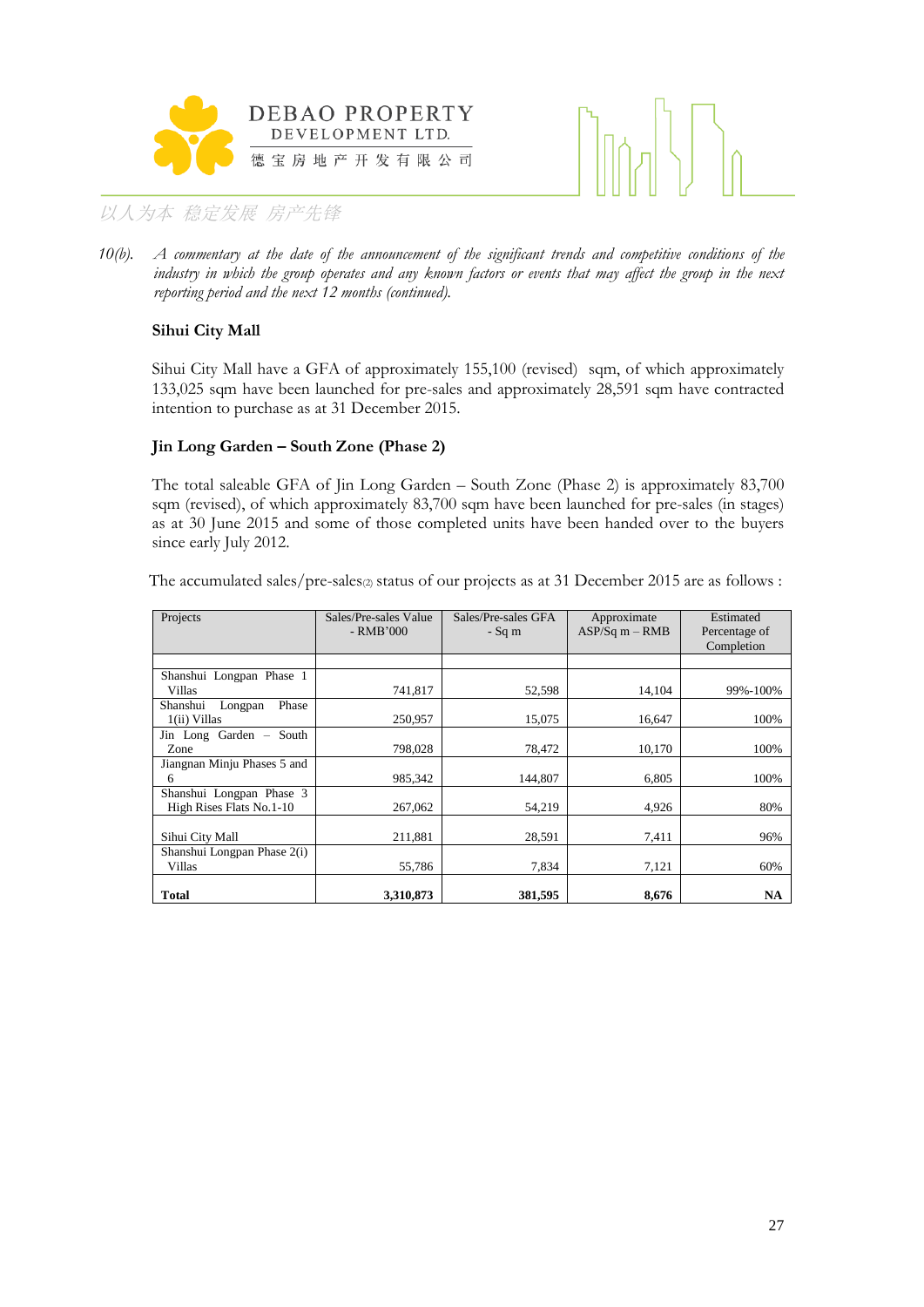10(b). *A commentary at the date of the announcement of the significant trends and competitive conditions of the industry in which the group operates and any known factors or events that may affect the group in the next reporting period and the next 12 months (continued).*

**Sihui City Mall**

Sihui City Mall have a GFA of approximately 155,100 (revised) sqm, of which approximately 133,025 sqm have been launched for pre-sales and approximately 28,591 sqm have contracted intention to purchase as at 31 December 2015.

**Jin Long Garden – South Zone (Phase 2)**

The total saleable GFA of Jin Long Garden – South Zone (Phase 2) is approximately 83,700 sqm (revised), of which approximately 83,700 sqm have been launched for pre-sales (in stages) as at 30 June 2015 and some of those completed units have been handed over to the buyers since early July 2012.

The accumulated sales/pre-sales(2) status of our projects as at 31 December 2015 are as follows :

| Projects | Sales/Pre-sales Value - RMB'000 | Sales/Pre-sales GFA - Sq m | Approximate ASP/Sq m – RMB | Estimated Percentage of Completion |
|---|---|---|---|---|
| Shanshui Longpan Phase 1 Villas | 741,817 | 52,598 | 14,104 | 99%-100% |
| Shanshui Longpan Phase 1(ii) Villas | 250,957 | 15,075 | 16,647 | 100% |
| Jin Long Garden – South Zone | 798,028 | 78,472 | 10,170 | 100% |
| Jiangnan Minju Phases 5 and 6 | 985,342 | 144,807 | 6,805 | 100% |
| Shanshui Longpan Phase 3 High Rises Flats No.1-10 | 267,062 | 54,219 | 4,926 | 80% |
| Sihui City Mall | 211,881 | 28,591 | 7,411 | 96% |
| Shanshui Longpan Phase 2(i) Villas | 55,786 | 7,834 | 7,121 | 60% |
| **Total** | **3,310,873** | **381,595** | **8,676** | **NA** |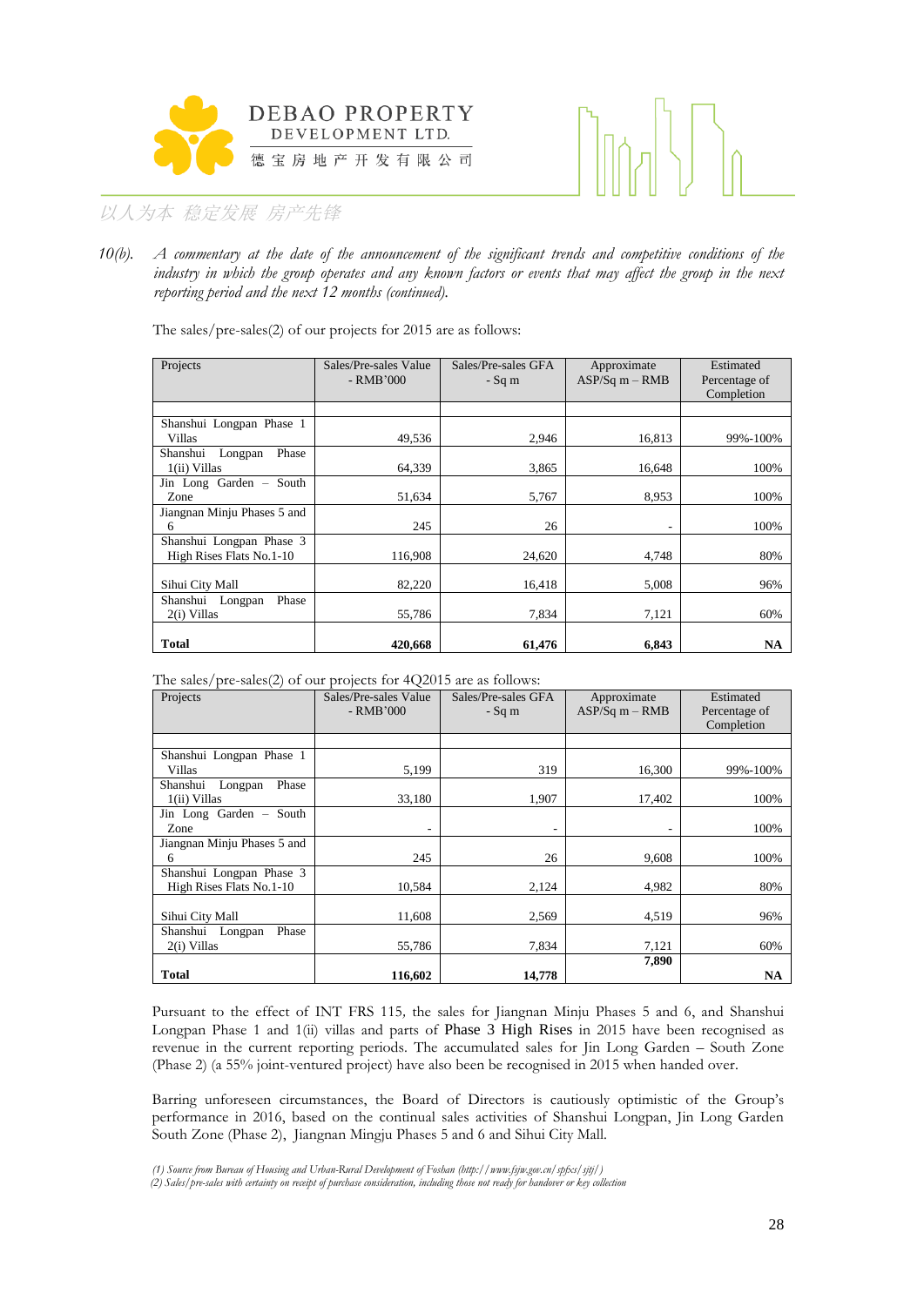10(b). *A commentary at the date of the announcement of the significant trends and competitive conditions of the industry in which the group operates and any known factors or events that may affect the group in the next reporting period and the next 12 months (continued).*

The sales/pre-sales(2) of our projects for 2015 are as follows:

| Projects | Sales/Pre-sales Value - RMB'000 | Sales/Pre-sales GFA - Sq m | Approximate ASP/Sq m – RMB | Estimated Percentage of Completion |
|---|---|---|---|---|
| | | | | |
| Shanshui Longpan Phase 1 Villas | 49,536 | 2,946 | 16,813 | 99%-100% |
| Shanshui Longpan Phase 1(ii) Villas | 64,339 | 3,865 | 16,648 | 100% |
| Jin Long Garden – South Zone | 51,634 | 5,767 | 8,953 | 100% |
| Jiangnan Minju Phases 5 and 6 | 245 | 26 | - | 100% |
| Shanshui Longpan Phase 3 High Rises Flats No.1-10 | 116,908 | 24,620 | 4,748 | 80% |
| Sihui City Mall | 82,220 | 16,418 | 5,008 | 96% |
| Shanshui Longpan Phase 2(i) Villas | 55,786 | 7,834 | 7,121 | 60% |
| **Total** | **420,668** | **61,476** | **6,843** | **NA** |

The sales/pre-sales(2) of our projects for 4Q2015 are as follows:

| Projects | Sales/Pre-sales Value - RMB'000 | Sales/Pre-sales GFA - Sq m | Approximate ASP/Sq m – RMB | Estimated Percentage of Completion |
|---|---|---|---|---|
| | | | | |
| Shanshui Longpan Phase 1 Villas | 5,199 | 319 | 16,300 | 99%-100% |
| Shanshui Longpan Phase 1(ii) Villas | 33,180 | 1,907 | 17,402 | 100% |
| Jin Long Garden – South Zone | - | - | - | 100% |
| Jiangnan Minju Phases 5 and 6 | 245 | 26 | 9,608 | 100% |
| Shanshui Longpan Phase 3 High Rises Flats No.1-10 | 10,584 | 2,124 | 4,982 | 80% |
| Sihui City Mall | 11,608 | 2,569 | 4,519 | 96% |
| Shanshui Longpan Phase 2(i) Villas | 55,786 | 7,834 | 7,121 | 60% |
| **Total** | **116,602** | **14,778** | **7,890** | **NA** |

Pursuant to the effect of INT FRS 115, the sales for Jiangnan Minju Phases 5 and 6, and Shanshui Longpan Phase 1 and 1(ii) villas and parts of Phase 3 High Rises in 2015 have been recognised as revenue in the current reporting periods. The accumulated sales for Jin Long Garden – South Zone (Phase 2) (a 55% joint-ventured project) have also been be recognised in 2015 when handed over.

Barring unforeseen circumstances, the Board of Directors is cautiously optimistic of the Group's performance in 2016, based on the continual sales activities of Shanshui Longpan, Jin Long Garden South Zone (Phase 2), Jiangnan Mingju Phases 5 and 6 and Sihui City Mall.

*(1) Source from Bureau of Housing and Urban-Rural Development of Foshan (http://www.fsjw.gov.cn/spfxs/sjtj/)*
*(2) Sales/pre-sales with certainty on receipt of purchase consideration, including those not ready for handover or key collection*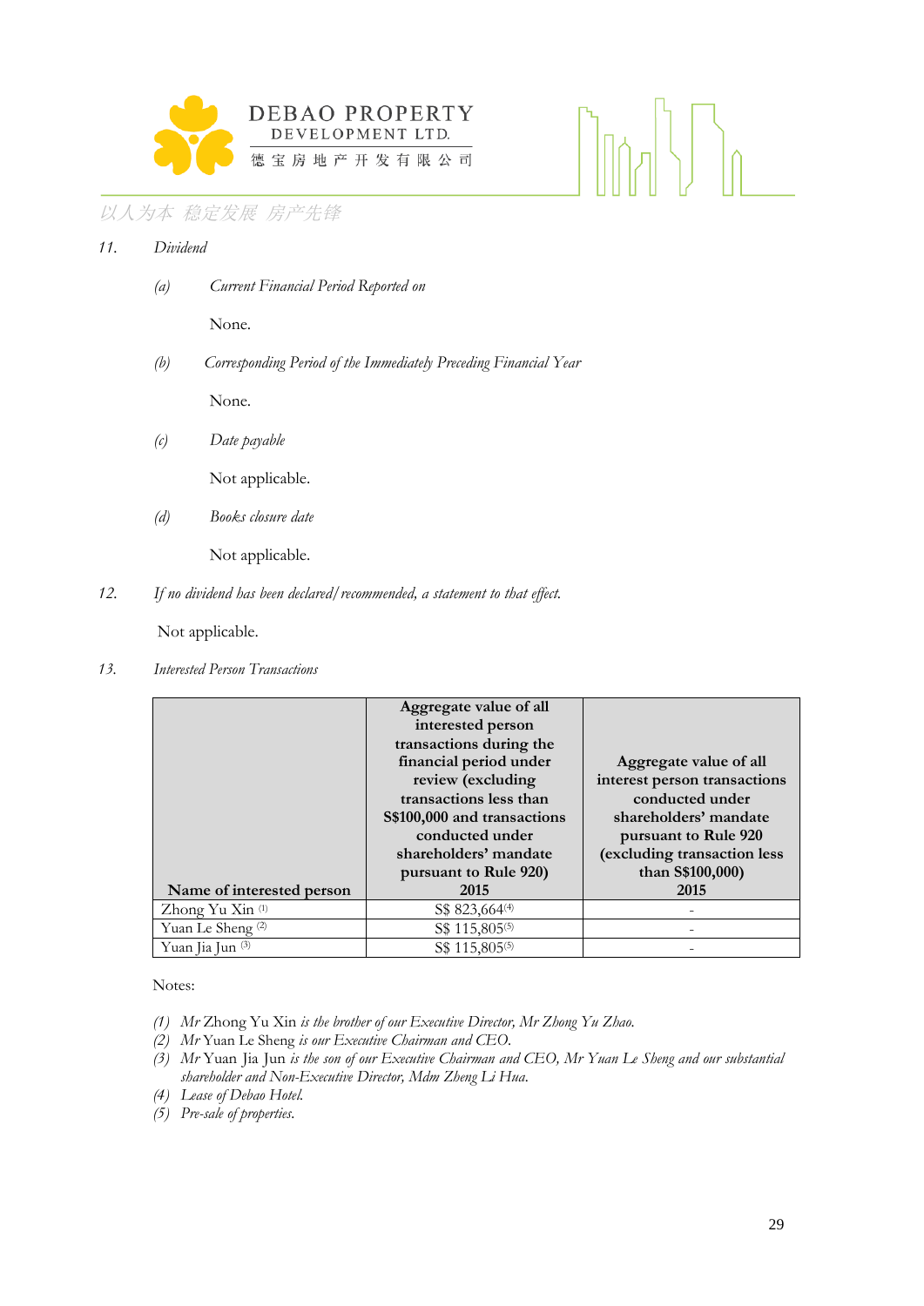11. *Dividend*

(a) *Current Financial Period Reported on*

None.

(b) *Corresponding Period of the Immediately Preceding Financial Year*

None.

(c) *Date payable*

Not applicable.

(d) *Books closure date*

Not applicable.

12. *If no dividend has been declared/recommended, a statement to that effect.*

Not applicable.

13. *Interested Person Transactions*

| **Name of interested person** | **Aggregate value of all interested person transactions during the financial period under review (excluding transactions less than S$100,000 and transactions conducted under shareholders' mandate pursuant to Rule 920) 2015** | **Aggregate value of all interest person transactions conducted under shareholders' mandate pursuant to Rule 920 (excluding transaction less than S$100,000) 2015** |
|---|---|---|
| Zhong Yu Xin [(1)] | S$ 823,664[(4)] | - |
| Yuan Le Sheng [(2)] | S$ 115,805[(5)] | - |
| Yuan Jia Jun [(3)] | S$ 115,805[(5)] | - |

Notes:

(1) *Mr* Zhong Yu Xin *is the brother of our Executive Director, Mr Zhong Yu Zhao.*
(2) *Mr* Yuan Le Sheng *is our Executive Chairman and CEO.*
(3) *Mr* Yuan Jia Jun *is the son of our Executive Chairman and CEO, Mr Yuan Le Sheng and our substantial shareholder and Non-Executive Director, Mdm Zheng Li Hua.*
(4) *Lease of Debao Hotel.*
(5) *Pre-sale of properties.*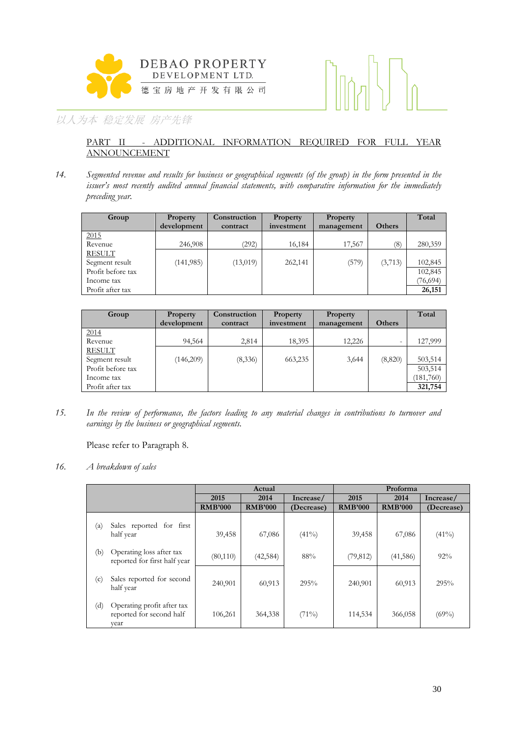## PART II - ADDITIONAL INFORMATION REQUIRED FOR FULL YEAR ANNOUNCEMENT

14. *Segmented revenue and results for business or geographical segments (of the group) in the form presented in the issuer's most recently audited annual financial statements, with comparative information for the immediately preceding year.*

| Group | Property development | Construction contract | Property investment | Property management | Others | Total |
|---|---|---|---|---|---|---|
| 2015 | | | | | | |
| Revenue | 246,908 | (292) | 16,184 | 17,567 | (8) | 280,359 |
| RESULT | | | | | | |
| Segment result | (141,985) | (13,019) | 262,141 | (579) | (3,713) | 102,845 |
| Profit before tax | | | | | | 102,845 |
| Income tax | | | | | | (76,694) |
| Profit after tax | | | | | | **26,151** |

| Group | Property development | Construction contract | Property investment | Property management | Others | Total |
|---|---|---|---|---|---|---|
| 2014 | | | | | | |
| Revenue | 94,564 | 2,814 | 18,395 | 12,226 | - | 127,999 |
| RESULT | | | | | | |
| Segment result | (146,209) | (8,336) | 663,235 | 3,644 | (8,820) | 503,514 |
| Profit before tax | | | | | | 503,514 |
| Income tax | | | | | | (181,760) |
| Profit after tax | | | | | | **321,754** |

15. *In the review of performance, the factors leading to any material changes in contributions to turnover and earnings by the business or geographical segments.*

Please refer to Paragraph 8.

16. *A breakdown of sales*

| | Actual | | | Proforma | | |
|---|---|---|---|---|---|---|
| | **2015 RMB'000** | **2014 RMB'000** | **Increase/ (Decrease)** | **2015 RMB'000** | **2014 RMB'000** | **Increase/ (Decrease)** |
| (a) Sales reported for first half year | 39,458 | 67,086 | (41%) | 39,458 | 67,086 | (41%) |
| (b) Operating loss after tax reported for first half year | (80,110) | (42,584) | 88% | (79,812) | (41,586) | 92% |
| (c) Sales reported for second half year | 240,901 | 60,913 | 295% | 240,901 | 60,913 | 295% |
| (d) Operating profit after tax reported for second half year | 106,261 | 364,338 | (71%) | 114,534 | 366,058 | (69%) |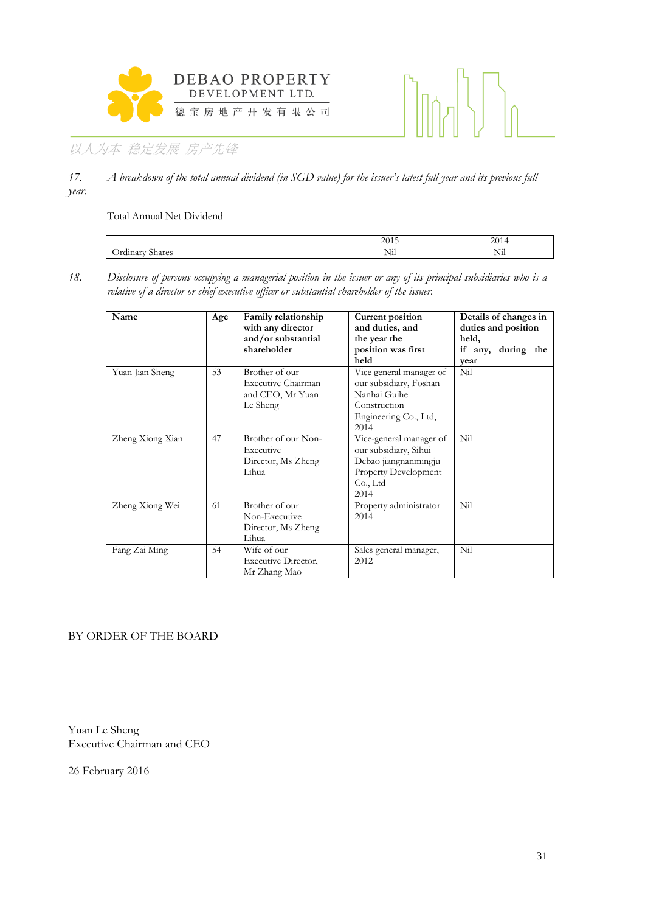17. *A breakdown of the total annual dividend (in SGD value) for the issuer's latest full year and its previous full year.*

Total Annual Net Dividend

| | 2015 | 2014 |
|---|---|---|
| Ordinary Shares | Nil | Nil |

18. *Disclosure of persons occupying a managerial position in the issuer or any of its principal subsidiaries who is a relative of a director or chief executive officer or substantial shareholder of the issuer.*

| Name | Age | Family relationship with any director and/or substantial shareholder | Current position and duties, and the year the position was first held | Details of changes in duties and position held, if any, during the year |
|---|---|---|---|---|
| Yuan Jian Sheng | 53 | Brother of our Executive Chairman and CEO, Mr Yuan Le Sheng | Vice general manager of our subsidiary, Foshan Nanhai Guihe Construction Engineering Co., Ltd, 2014 | Nil |
| Zheng Xiong Xian | 47 | Brother of our Non-Executive Director, Ms Zheng Lihua | Vice-general manager of our subsidiary, Sihui Debao jiangnanmingju Property Development Co., Ltd 2014 | Nil |
| Zheng Xiong Wei | 61 | Brother of our Non-Executive Director, Ms Zheng Lihua | Property administrator 2014 | Nil |
| Fang Zai Ming | 54 | Wife of our Executive Director, Mr Zhang Mao | Sales general manager, 2012 | Nil |

BY ORDER OF THE BOARD

Yuan Le Sheng
Executive Chairman and CEO

26 February 2016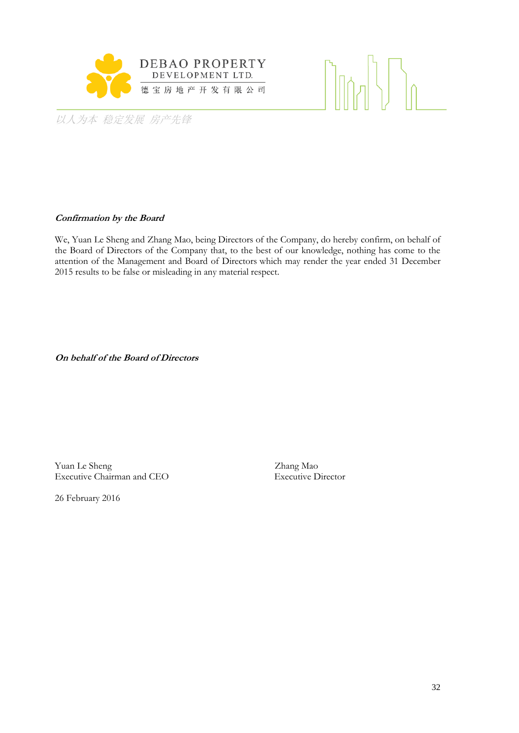DEBAO PROPERTY
DEVELOPMENT LTD.
德宝房地产开发有限公司

以人为本 稳定发展 房产先锋

***Confirmation by the Board***

We, Yuan Le Sheng and Zhang Mao, being Directors of the Company, do hereby confirm, on behalf of the Board of Directors of the Company that, to the best of our knowledge, nothing has come to the attention of the Management and Board of Directors which may render the year ended 31 December 2015 results to be false or misleading in any material respect.

***On behalf of the Board of Directors***

Yuan Le Sheng
Executive Chairman and CEO

Zhang Mao
Executive Director

26 February 2016